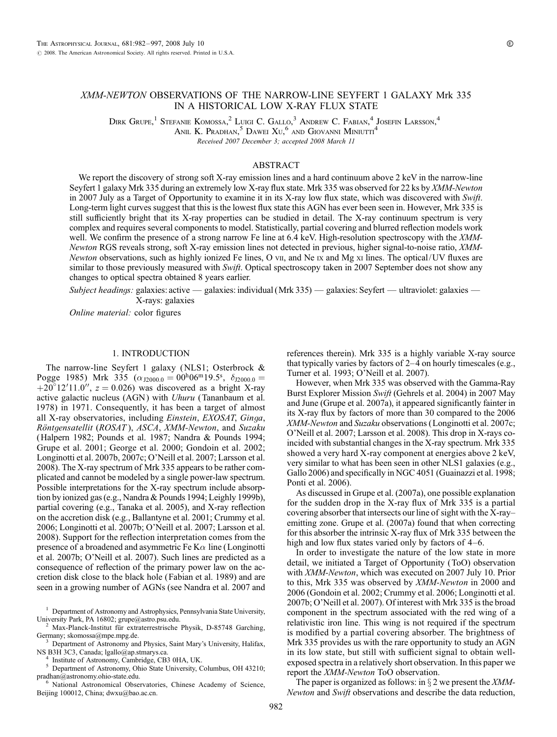# XMM-NEWTON OBSERVATIONS OF THE NARROW-LINE SEYFERT 1 GALAXY Mrk 335 IN A HISTORICAL LOW X-RAY FLUX STATE

Dirk Grupe,[1] Stefanie Komossa,[2] Luigi C. Gallo,[3] Andrew C. Fabian,[4] Josefin Larsson,[4] Anil K. Pradhan,[5] Dawei Xu,[6] and Giovanni Miniutti[4]

*Received 2007 December 3; accepted 2008 March 11*

## ABSTRACT

We report the discovery of strong soft X-ray emission lines and a hard continuum above 2 keV in the narrow-line Seyfert 1 galaxy Mrk 335 during an extremely low X-ray flux state. Mrk 335 was observed for 22 ks by *XMM-Newton* in 2007 July as a Target of Opportunity to examine it in its X-ray low flux state, which was discovered with *Swift*. Long-term light curves suggest that this is the lowest flux state this AGN has ever been seen in. However, Mrk 335 is still sufficiently bright that its X-ray properties can be studied in detail. The X-ray continuum spectrum is very complex and requires several components to model. Statistically, partial covering and blurred reflection models work well. We confirm the presence of a strong narrow Fe line at 6.4 keV. High-resolution spectroscopy with the *XMM-Newton* RGS reveals strong, soft X-ray emission lines not detected in previous, higher signal-to-noise ratio, *XMM-Newton* observations, such as highly ionized Fe lines, O vii, and Ne ix and Mg xi lines. The optical/UV fluxes are similar to those previously measured with *Swift*. Optical spectroscopy taken in 2007 September does not show any changes to optical spectra obtained 8 years earlier.

*Subject headings:* galaxies: active — galaxies: individual (Mrk 335) — galaxies: Seyfert — ultraviolet: galaxies — X-rays: galaxies

*Online material:* color figures

## 1. INTRODUCTION

The narrow-line Seyfert 1 galaxy (NLS1; Osterbrock & Pogge 1985) Mrk 335 ($\alpha_{J2000.0} = 00^{h}06^{m}19.5^{s}$, $\delta_{J2000.0} = +20°12'11.0''$, $z = 0.026$) was discovered as a bright X-ray active galactic nucleus (AGN) with *Uhuru* (Tananbaum et al. 1978) in 1971. Consequently, it has been a target of almost all X-ray observatories, including *Einstein*, *EXOSAT*, *Ginga*, *Röntgensatellit* (*ROSAT*), *ASCA*, *XMM-Newton*, and *Suzaku* (Halpern 1982; Pounds et al. 1987; Nandra & Pounds 1994; Grupe et al. 2001; George et al. 2000; Gondoin et al. 2002; Longinotti et al. 2007b, 2007c; O'Neill et al. 2007; Larsson et al. 2008). The X-ray spectrum of Mrk 335 appears to be rather complicated and cannot be modeled by a single power-law spectrum. Possible interpretations for the X-ray spectrum include absorption by ionized gas (e.g., Nandra & Pounds 1994; Leighly 1999b), partial covering (e.g., Tanaka et al. 2005), and X-ray reflection on the accretion disk (e.g., Ballantyne et al. 2001; Crummy et al. 2006; Longinotti et al. 2007b; O'Neill et al. 2007; Larsson et al. 2008). Support for the reflection interpretation comes from the presence of a broadened and asymmetric Fe K$\alpha$ line (Longinotti et al. 2007b; O'Neill et al. 2007). Such lines are predicted as a consequence of reflection of the primary power law on the accretion disk close to the black hole (Fabian et al. 1989) and are seen in a growing number of AGNs (see Nandra et al. 2007 and references therein). Mrk 335 is a highly variable X-ray source that typically varies by factors of 2–4 on hourly timescales (e.g., Turner et al. 1993; O'Neill et al. 2007).

However, when Mrk 335 was observed with the Gamma-Ray Burst Explorer Mission *Swift* (Gehrels et al. 2004) in 2007 May and June (Grupe et al. 2007a), it appeared significantly fainter in its X-ray flux by factors of more than 30 compared to the 2006 *XMM-Newton* and *Suzaku* observations (Longinotti et al. 2007c; O'Neill et al. 2007; Larsson et al. 2008). This drop in X-rays coincided with substantial changes in the X-ray spectrum. Mrk 335 showed a very hard X-ray component at energies above 2 keV, very similar to what has been seen in other NLS1 galaxies (e.g., Gallo 2006) and specifically in NGC 4051 (Guainazzi et al. 1998; Ponti et al. 2006).

As discussed in Grupe et al. (2007a), one possible explanation for the sudden drop in the X-ray flux of Mrk 335 is a partial covering absorber that intersects our line of sight with the X-ray–emitting zone. Grupe et al. (2007a) found that when correcting for this absorber the intrinsic X-ray flux of Mrk 335 between the high and low flux states varied only by factors of 4–6.

In order to investigate the nature of the low state in more detail, we initiated a Target of Opportunity (ToO) observation with *XMM-Newton*, which was executed on 2007 July 10. Prior to this, Mrk 335 was observed by *XMM-Newton* in 2000 and 2006 (Gondoin et al. 2002; Crummy et al. 2006; Longinotti et al. 2007b; O'Neill et al. 2007). Of interest with Mrk 335 is the broad component in the spectrum associated with the red wing of a relativistic iron line. This wing is not required if the spectrum is modified by a partial covering absorber. The brightness of Mrk 335 provides us with the rare opportunity to study an AGN in its low state, but still with sufficient signal to obtain well-exposed spectra in a relatively short observation. In this paper we report the *XMM-Newton* ToO observation.

The paper is organized as follows: in § 2 we present the *XMM-Newton* and *Swift* observations and describe the data reduction,

---

[1] Department of Astronomy and Astrophysics, Pennsylvania State University, University Park, PA 16802; grupe@astro.psu.edu.

[2] Max-Planck-Institut für extraterrestrische Physik, D-85748 Garching, Germany; skomossa@mpe.mpg.de.

[3] Department of Astronomy and Physics, Saint Mary's University, Halifax, NS B3H 3C3, Canada; lgallo@ap.stmarys.ca.

[4] Institute of Astronomy, Cambridge, CB3 0HA, UK.

[5] Department of Astronomy, Ohio State University, Columbus, OH 43210; pradhan@astronomy.ohio-state.edu.

[6] National Astronomical Observatories, Chinese Academy of Science, Beijing 100012, China; dwxu@bao.ac.cn.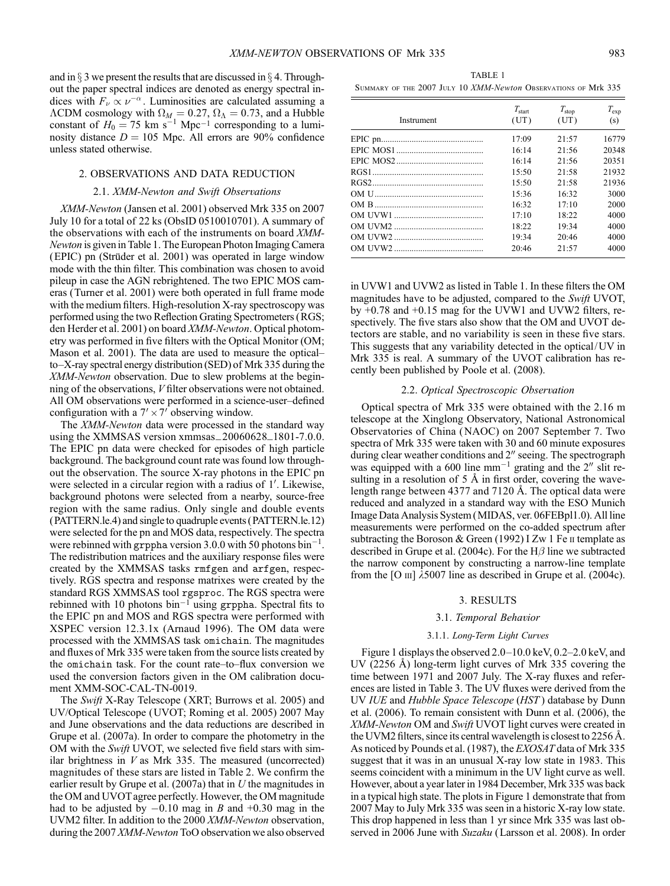and in § 3 we present the results that are discussed in § 4. Throughout the paper spectral indices are denoted as energy spectral indices with $F_\nu \propto \nu^{-\alpha}$. Luminosities are calculated assuming a $\Lambda$CDM cosmology with $\Omega_M = 0.27$, $\Omega_\Lambda = 0.73$, and a Hubble constant of $H_0 = 75$ km s$^{-1}$ Mpc$^{-1}$ corresponding to a luminosity distance $D = 105$ Mpc. All errors are 90% confidence unless stated otherwise.

## 2. OBSERVATIONS AND DATA REDUCTION

### 2.1. *XMM-Newton* and *Swift* Observations

*XMM-Newton* (Jansen et al. 2001) observed Mrk 335 on 2007 July 10 for a total of 22 ks (ObsID 0510010701). A summary of the observations with each of the instruments on board *XMM-Newton* is given in Table 1. The European Photon Imaging Camera (EPIC) pn (Strüder et al. 2001) was operated in large window mode with the thin filter. This combination was chosen to avoid pileup in case the AGN rebrightened. The two EPIC MOS cameras (Turner et al. 2001) were both operated in full frame mode with the medium filters. High-resolution X-ray spectroscopy was performed using the two Reflection Grating Spectrometers (RGS; den Herder et al. 2001) on board *XMM-Newton*. Optical photometry was performed in five filters with the Optical Monitor (OM; Mason et al. 2001). The data are used to measure the optical–to–X-ray spectral energy distribution (SED) of Mrk 335 during the *XMM-Newton* observation. Due to slew problems at the beginning of the observations, *V* filter observations were not obtained. All OM observations were performed in a science-user–defined configuration with a $7' \times 7'$ observing window.

The *XMM-Newton* data were processed in the standard way using the XMMSAS version xmmsas_20060628_1801-7.0.0. The EPIC pn data were checked for episodes of high particle background. The background count rate was found low throughout the observation. The source X-ray photons in the EPIC pn were selected in a circular region with a radius of $1'$. Likewise, background photons were selected from a nearby, source-free region with the same radius. Only single and double events (PATTERN.le.4) and single to quadruple events (PATTERN.le.12) were selected for the pn and MOS data, respectively. The spectra were rebinned with grppha version 3.0.0 with 50 photons bin$^{-1}$. The redistribution matrices and the auxiliary response files were created by the XMMSAS tasks rmfgen and arfgen, respectively. RGS spectra and response matrixes were created by the standard RGS XMMSAS tool rgsproc. The RGS spectra were rebinned with 10 photons bin$^{-1}$ using grppha. Spectral fits to the EPIC pn and MOS and RGS spectra were performed with XSPEC version 12.3.1x (Arnaud 1996). The OM data were processed with the XMMSAS task omichain. The magnitudes and fluxes of Mrk 335 were taken from the source lists created by the omichain task. For the count rate–to–flux conversion we used the conversion factors given in the OM calibration document XMM-SOC-CAL-TN-0019.

The *Swift* X-Ray Telescope (XRT; Burrows et al. 2005) and UV/Optical Telescope (UVOT; Roming et al. 2005) 2007 May and June observations and the data reductions are described in Grupe et al. (2007a). In order to compare the photometry in the OM with the *Swift* UVOT, we selected five field stars with similar brightness in *V* as Mrk 335. The measured (uncorrected) magnitudes of these stars are listed in Table 2. We confirm the earlier result by Grupe et al. (2007a) that in *U* the magnitudes in the OM and UVOT agree perfectly. However, the OM magnitude had to be adjusted by −0.10 mag in *B* and +0.30 mag in the UVM2 filter. In addition to the 2000 *XMM-Newton* observation, during the 2007 *XMM-Newton* ToO observation we also observed in UVW1 and UVW2 as listed in Table 1. In these filters the OM magnitudes have to be adjusted, compared to the *Swift* UVOT, by +0.78 and +0.15 mag for the UVW1 and UVW2 filters, respectively. The five stars also show that the OM and UVOT detectors are stable, and no variability is seen in these five stars. This suggests that any variability detected in the optical/UV in Mrk 335 is real. A summary of the UVOT calibration has recently been published by Poole et al. (2008).

TABLE 1

Summary of the 2007 July 10 *XMM-Newton* Observations of Mrk 335

| Instrument | $T_{\rm start}$ (UT) | $T_{\rm stop}$ (UT) | $T_{\rm exp}$ (s) |
|---|---|---|---|
| EPIC pn | 17:09 | 21:57 | 16779 |
| EPIC MOS1 | 16:14 | 21:56 | 20348 |
| EPIC MOS2 | 16:14 | 21:56 | 20351 |
| RGS1 | 15:50 | 21:58 | 21932 |
| RGS2 | 15:50 | 21:58 | 21936 |
| OM U | 15:36 | 16:32 | 3000 |
| OM B | 16:32 | 17:10 | 2000 |
| OM UVW1 | 17:10 | 18:22 | 4000 |
| OM UVM2 | 18:22 | 19:34 | 4000 |
| OM UVW2 | 19:34 | 20:46 | 4000 |
| OM UVW2 | 20:46 | 21:57 | 4000 |

### 2.2. *Optical Spectroscopic Observation*

Optical spectra of Mrk 335 were obtained with the 2.16 m telescope at the Xinglong Observatory, National Astronomical Observatories of China (NAOC) on 2007 September 7. Two spectra of Mrk 335 were taken with 30 and 60 minute exposures during clear weather conditions and $2''$ seeing. The spectrograph was equipped with a 600 line mm$^{-1}$ grating and the $2''$ slit resulting in a resolution of 5 Å in first order, covering the wavelength range between 4377 and 7120 Å. The optical data were reduced and analyzed in a standard way with the ESO Munich Image Data Analysis System (MIDAS, ver. 06FEBpl1.0). All line measurements were performed on the co-added spectrum after subtracting the Boroson & Green (1992) I Zw 1 Fe II template as described in Grupe et al. (2004c). For the H$\beta$ line we subtracted the narrow component by constructing a narrow-line template from the [O III] $\lambda$5007 line as described in Grupe et al. (2004c).

## 3. RESULTS

### 3.1. *Temporal Behavior*

#### 3.1.1. *Long-Term Light Curves*

Figure 1 displays the observed 2.0–10.0 keV, 0.2–2.0 keV, and UV (2256 Å) long-term light curves of Mrk 335 covering the time between 1971 and 2007 July. The X-ray fluxes and references are listed in Table 3. The UV fluxes were derived from the UV *IUE* and *Hubble Space Telescope* (*HST*) database by Dunn et al. (2006). To remain consistent with Dunn et al. (2006), the *XMM-Newton* OM and *Swift* UVOT light curves were created in the UVM2 filters, since its central wavelength is closest to 2256 Å. As noticed by Pounds et al. (1987), the *EXOSAT* data of Mrk 335 suggest that it was in an unusual X-ray low state in 1983. This seems coincident with a minimum in the UV light curve as well. However, about a year later in 1984 December, Mrk 335 was back in a typical high state. The plots in Figure 1 demonstrate that from 2007 May to July Mrk 335 was seen in a historic X-ray low state. This drop happened in less than 1 yr since Mrk 335 was last observed in 2006 June with *Suzaku* (Larsson et al. 2008). In order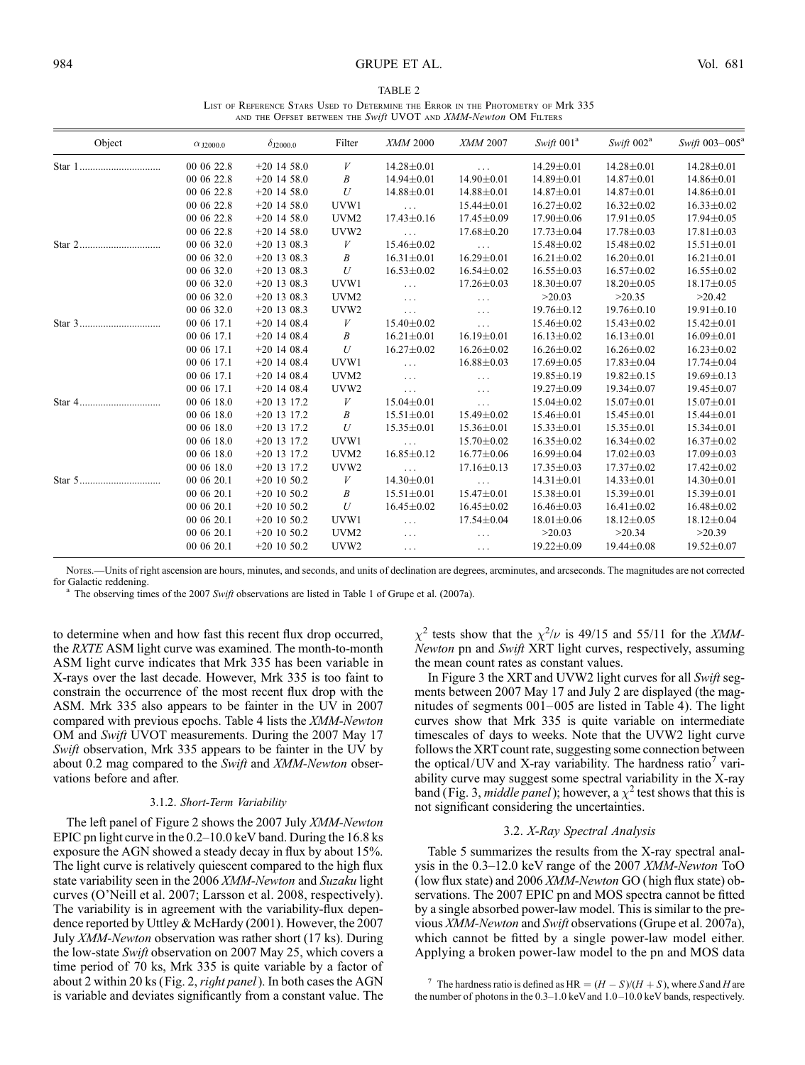TABLE 2

List of Reference Stars Used to Determine the Error in the Photometry of Mrk 335 and the Offset between the *Swift* UVOT and *XMM-Newton* OM Filters

| Object | $\alpha_{J2000.0}$ | $\delta_{J2000.0}$ | Filter | *XMM* 2000 | *XMM* 2007 | *Swift* 001[a] | *Swift* 002[a] | *Swift* 003–005[a] |
|---|---|---|---|---|---|---|---|---|
| Star 1 | 00 06 22.8 | +20 14 58.0 | *V* | 14.28±0.01 | ... | 14.29±0.01 | 14.28±0.01 | 14.28±0.01 |
| | 00 06 22.8 | +20 14 58.0 | *B* | 14.94±0.01 | 14.90±0.01 | 14.89±0.01 | 14.87±0.01 | 14.86±0.01 |
| | 00 06 22.8 | +20 14 58.0 | *U* | 14.88±0.01 | 14.88±0.01 | 14.87±0.01 | 14.87±0.01 | 14.86±0.01 |
| | 00 06 22.8 | +20 14 58.0 | UVW1 | ... | 15.44±0.01 | 16.27±0.02 | 16.32±0.02 | 16.33±0.02 |
| | 00 06 22.8 | +20 14 58.0 | UVM2 | 17.43±0.16 | 17.45±0.09 | 17.90±0.06 | 17.91±0.05 | 17.94±0.05 |
| | 00 06 22.8 | +20 14 58.0 | UVW2 | ... | 17.68±0.20 | 17.73±0.04 | 17.78±0.03 | 17.81±0.03 |
| Star 2 | 00 06 32.0 | +20 13 08.3 | *V* | 15.46±0.02 | ... | 15.48±0.02 | 15.48±0.02 | 15.51±0.01 |
| | 00 06 32.0 | +20 13 08.3 | *B* | 16.31±0.01 | 16.29±0.01 | 16.21±0.02 | 16.20±0.01 | 16.21±0.01 |
| | 00 06 32.0 | +20 13 08.3 | *U* | 16.53±0.02 | 16.54±0.02 | 16.55±0.03 | 16.57±0.02 | 16.55±0.02 |
| | 00 06 32.0 | +20 13 08.3 | UVW1 | ... | 17.26±0.03 | 18.30±0.07 | 18.20±0.05 | 18.17±0.05 |
| | 00 06 32.0 | +20 13 08.3 | UVM2 | ... | ... | >20.03 | >20.35 | >20.42 |
| | 00 06 32.0 | +20 13 08.3 | UVW2 | ... | ... | 19.76±0.12 | 19.76±0.10 | 19.91±0.10 |
| Star 3 | 00 06 17.1 | +20 14 08.4 | *V* | 15.40±0.02 | ... | 15.46±0.02 | 15.43±0.02 | 15.42±0.01 |
| | 00 06 17.1 | +20 14 08.4 | *B* | 16.21±0.01 | 16.19±0.01 | 16.13±0.02 | 16.13±0.01 | 16.09±0.01 |
| | 00 06 17.1 | +20 14 08.4 | *U* | 16.27±0.02 | 16.26±0.02 | 16.26±0.02 | 16.26±0.02 | 16.23±0.02 |
| | 00 06 17.1 | +20 14 08.4 | UVW1 | ... | 16.88±0.03 | 17.69±0.05 | 17.83±0.04 | 17.74±0.04 |
| | 00 06 17.1 | +20 14 08.4 | UVM2 | ... | ... | 19.85±0.19 | 19.82±0.15 | 19.69±0.13 |
| | 00 06 17.1 | +20 14 08.4 | UVW2 | ... | ... | 19.27±0.09 | 19.34±0.07 | 19.45±0.07 |
| Star 4 | 00 06 18.0 | +20 13 17.2 | *V* | 15.04±0.01 | ... | 15.04±0.02 | 15.07±0.01 | 15.07±0.01 |
| | 00 06 18.0 | +20 13 17.2 | *B* | 15.51±0.01 | 15.49±0.02 | 15.46±0.01 | 15.45±0.01 | 15.44±0.01 |
| | 00 06 18.0 | +20 13 17.2 | *U* | 15.35±0.01 | 15.36±0.01 | 15.33±0.01 | 15.35±0.01 | 15.34±0.01 |
| | 00 06 18.0 | +20 13 17.2 | UVW1 | ... | 15.70±0.02 | 16.35±0.02 | 16.34±0.02 | 16.37±0.02 |
| | 00 06 18.0 | +20 13 17.2 | UVM2 | 16.85±0.12 | 16.77±0.06 | 16.99±0.04 | 17.02±0.03 | 17.09±0.03 |
| | 00 06 18.0 | +20 13 17.2 | UVW2 | ... | 17.16±0.13 | 17.35±0.03 | 17.37±0.02 | 17.42±0.02 |
| Star 5 | 00 06 20.1 | +20 10 50.2 | *V* | 14.30±0.01 | ... | 14.31±0.01 | 14.33±0.01 | 14.30±0.01 |
| | 00 06 20.1 | +20 10 50.2 | *B* | 15.51±0.01 | 15.47±0.01 | 15.38±0.01 | 15.39±0.01 | 15.39±0.01 |
| | 00 06 20.1 | +20 10 50.2 | *U* | 16.45±0.02 | 16.45±0.02 | 16.46±0.03 | 16.41±0.02 | 16.48±0.02 |
| | 00 06 20.1 | +20 10 50.2 | UVW1 | ... | 17.54±0.04 | 18.01±0.06 | 18.12±0.05 | 18.12±0.04 |
| | 00 06 20.1 | +20 10 50.2 | UVM2 | ... | ... | >20.03 | >20.34 | >20.39 |
| | 00 06 20.1 | +20 10 50.2 | UVW2 | ... | ... | 19.22±0.09 | 19.44±0.08 | 19.52±0.07 |

Notes.—Units of right ascension are hours, minutes, and seconds, and units of declination are degrees, arcminutes, and arcseconds. The magnitudes are not corrected for Galactic reddening.

[a] The observing times of the 2007 *Swift* observations are listed in Table 1 of Grupe et al. (2007a).

to determine when and how fast this recent flux drop occurred, the *RXTE* ASM light curve was examined. The month-to-month ASM light curve indicates that Mrk 335 has been variable in X-rays over the last decade. However, Mrk 335 is too faint to constrain the occurrence of the most recent flux drop with the ASM. Mrk 335 also appears to be fainter in the UV in 2007 compared with previous epochs. Table 4 lists the *XMM-Newton* OM and *Swift* UVOT measurements. During the 2007 May 17 *Swift* observation, Mrk 335 appears to be fainter in the UV by about 0.2 mag compared to the *Swift* and *XMM-Newton* observations before and after.

### 3.1.2. *Short-Term Variability*

The left panel of Figure 2 shows the 2007 July *XMM-Newton* EPIC pn light curve in the 0.2–10.0 keV band. During the 16.8 ks exposure the AGN showed a steady decay in flux by about 15%. The light curve is relatively quiescent compared to the high flux state variability seen in the 2006 *XMM-Newton* and *Suzaku* light curves (O'Neill et al. 2007; Larsson et al. 2008, respectively). The variability is in agreement with the variability-flux dependence reported by Uttley & McHardy (2001). However, the 2007 July *XMM-Newton* observation was rather short (17 ks). During the low-state *Swift* observation on 2007 May 25, which covers a time period of 70 ks, Mrk 335 is quite variable by a factor of about 2 within 20 ks (Fig. 2, *right panel*). In both cases the AGN is variable and deviates significantly from a constant value. The $\chi^2$ tests show that the $\chi^2/\nu$ is 49/15 and 55/11 for the *XMM-Newton* pn and *Swift* XRT light curves, respectively, assuming the mean count rates as constant values.

In Figure 3 the XRT and UVW2 light curves for all *Swift* segments between 2007 May 17 and July 2 are displayed (the magnitudes of segments 001–005 are listed in Table 4). The light curves show that Mrk 335 is quite variable on intermediate timescales of days to weeks. Note that the UVW2 light curve follows the XRT count rate, suggesting some connection between the optical/UV and X-ray variability. The hardness ratio[7] variability curve may suggest some spectral variability in the X-ray band (Fig. 3, *middle panel*); however, a $\chi^2$ test shows that this is not significant considering the uncertainties.

## 3.2. *X-Ray Spectral Analysis*

Table 5 summarizes the results from the X-ray spectral analysis in the 0.3–12.0 keV range of the 2007 *XMM-Newton* ToO (low flux state) and 2006 *XMM-Newton* GO (high flux state) observations. The 2007 EPIC pn and MOS spectra cannot be fitted by a single absorbed power-law model. This is similar to the previous *XMM-Newton* and *Swift* observations (Grupe et al. 2007a), which cannot be fitted by a single power-law model either. Applying a broken power-law model to the pn and MOS data

[7] The hardness ratio is defined as $\mathrm{HR} = (H - S)/(H + S)$, where $S$ and $H$ are the number of photons in the 0.3–1.0 keV and 1.0–10.0 keV bands, respectively.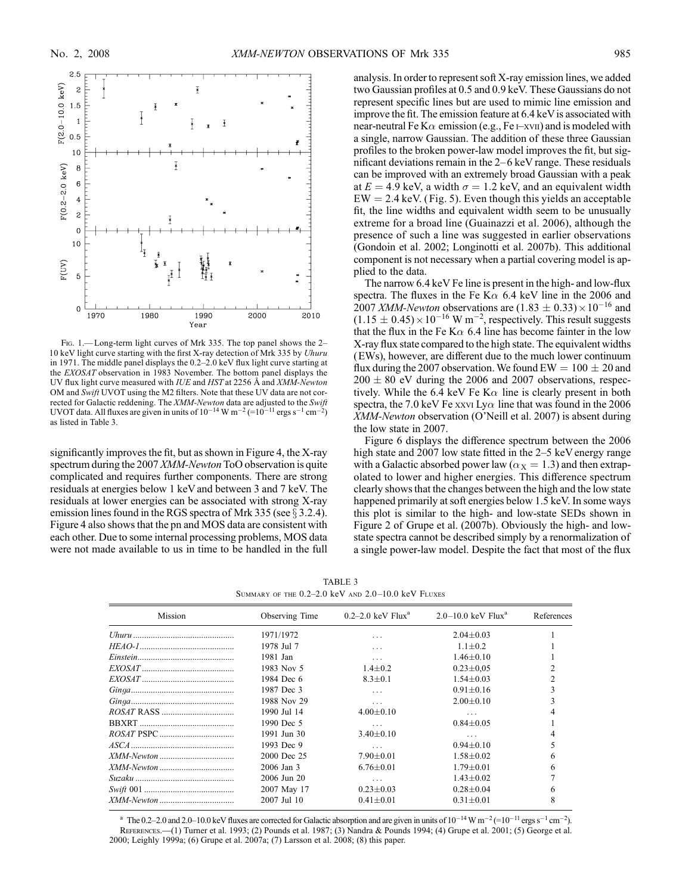FIG. 1.— Long-term light curves of Mrk 335. The top panel shows the 2–10 keV light curve starting with the first X-ray detection of Mrk 335 by *Uhuru* in 1971. The middle panel displays the 0.2–2.0 keV flux light curve starting at the *EXOSAT* observation in 1983 November. The bottom panel displays the UV flux light curve measured with *IUE* and *HST* at 2256 Å and *XMM-Newton* OM and *Swift* UVOT using the M2 filters. Note that these UV data are not corrected for Galactic reddening. The *XMM-Newton* data are adjusted to the *Swift* UVOT data. All fluxes are given in units of $10^{-14}$ W m$^{-2}$ (=$10^{-11}$ ergs s$^{-1}$ cm$^{-2}$) as listed in Table 3.

significantly improves the fit, but as shown in Figure 4, the X-ray spectrum during the 2007 *XMM-Newton* ToO observation is quite complicated and requires further components. There are strong residuals at energies below 1 keV and between 3 and 7 keV. The residuals at lower energies can be associated with strong X-ray emission lines found in the RGS spectra of Mrk 335 (see § 3.2.4). Figure 4 also shows that the pn and MOS data are consistent with each other. Due to some internal processing problems, MOS data were not made available to us in time to be handled in the full analysis. In order to represent soft X-ray emission lines, we added two Gaussian profiles at 0.5 and 0.9 keV. These Gaussians do not represent specific lines but are used to mimic line emission and improve the fit. The emission feature at 6.4 keV is associated with near-neutral Fe K$\alpha$ emission (e.g., Fe I–XVII) and is modeled with a single, narrow Gaussian. The addition of these three Gaussian profiles to the broken power-law model improves the fit, but significant deviations remain in the 2–6 keV range. These residuals can be improved with an extremely broad Gaussian with a peak at $E = 4.9$ keV, a width $\sigma = 1.2$ keV, and an equivalent width EW = 2.4 keV. (Fig. 5). Even though this yields an acceptable fit, the line widths and equivalent width seem to be unusually extreme for a broad line (Guainazzi et al. 2006), although the presence of such a line was suggested in earlier observations (Gondoin et al. 2002; Longinotti et al. 2007b). This additional component is not necessary when a partial covering model is applied to the data.

The narrow 6.4 keV Fe line is present in the high- and low-flux spectra. The fluxes in the Fe K$\alpha$ 6.4 keV line in the 2006 and 2007 *XMM-Newton* observations are $(1.83 \pm 0.33) \times 10^{-16}$ and $(1.15 \pm 0.45) \times 10^{-16}$ W m$^{-2}$, respectively. This result suggests that the flux in the Fe K$\alpha$ 6.4 line has become fainter in the low X-ray flux state compared to the high state. The equivalent widths (EWs), however, are different due to the much lower continuum flux during the 2007 observation. We found EW = $100 \pm 20$ and $200 \pm 80$ eV during the 2006 and 2007 observations, respectively. While the 6.4 keV Fe K$\alpha$ line is clearly present in both spectra, the 7.0 keV Fe XXVI Ly$\alpha$ line that was found in the 2006 *XMM-Newton* observation (O'Neill et al. 2007) is absent during the low state in 2007.

Figure 6 displays the difference spectrum between the 2006 high state and 2007 low state fitted in the 2–5 keV energy range with a Galactic absorbed power law ($\alpha_X = 1.3$) and then extrapolated to lower and higher energies. This difference spectrum clearly shows that the changes between the high and the low state happened primarily at soft energies below 1.5 keV. In some ways this plot is similar to the high- and low-state SEDs shown in Figure 2 of Grupe et al. (2007b). Obviously the high- and low-state spectra cannot be described simply by a renormalization of a single power-law model. Despite the fact that most of the flux

TABLE 3
SUMMARY OF THE 0.2–2.0 keV AND 2.0–10.0 keV FLUXES

| Mission | Observing Time | 0.2–2.0 keV Flux[a] | 2.0–10.0 keV Flux[a] | References |
|---|---|---|---|---|
| *Uhuru* | 1971/1972 | ... | 2.04±0.03 | 1 |
| *HEAO-1* | 1978 Jul 7 | ... | 1.1±0.2 | 1 |
| *Einstein* | 1981 Jan | ... | 1.46±0.10 | 1 |
| *EXOSAT* | 1983 Nov 5 | 1.4±0.2 | 0.23±0,05 | 2 |
| *EXOSAT* | 1984 Dec 6 | 8.3±0.1 | 1.54±0.03 | 2 |
| *Ginga* | 1987 Dec 3 | ... | 0.91±0.16 | 3 |
| *Ginga* | 1988 Nov 29 | ... | 2.00±0.10 | 3 |
| *ROSAT* RASS | 1990 Jul 14 | 4.00±0.10 | ... | 4 |
| BBXRT | 1990 Dec 5 | ... | 0.84±0.05 | 1 |
| *ROSAT* PSPC | 1991 Jun 30 | 3.40±0.10 | ... | 4 |
| *ASCA* | 1993 Dec 9 | ... | 0.94±0.10 | 5 |
| *XMM-Newton* | 2000 Dec 25 | 7.90±0.01 | 1.58±0.02 | 6 |
| *XMM-Newton* | 2006 Jan 3 | 6.76±0.01 | 1.79±0.01 | 6 |
| *Suzaku* | 2006 Jun 20 | ... | 1.43±0.02 | 7 |
| *Swift* 001 | 2007 May 17 | 0.23±0.03 | 0.28±0.04 | 6 |
| *XMM-Newton* | 2007 Jul 10 | 0.41±0.01 | 0.31±0.01 | 8 |

[a] The 0.2–2.0 and 2.0–10.0 keV fluxes are corrected for Galactic absorption and are given in units of $10^{-14}$ W m$^{-2}$ (=$10^{-11}$ ergs s$^{-1}$ cm$^{-2}$).

REFERENCES.—(1) Turner et al. 1993; (2) Pounds et al. 1987; (3) Nandra & Pounds 1994; (4) Grupe et al. 2001; (5) George et al. 2000; Leighly 1999a; (6) Grupe et al. 2007a; (7) Larsson et al. 2008; (8) this paper.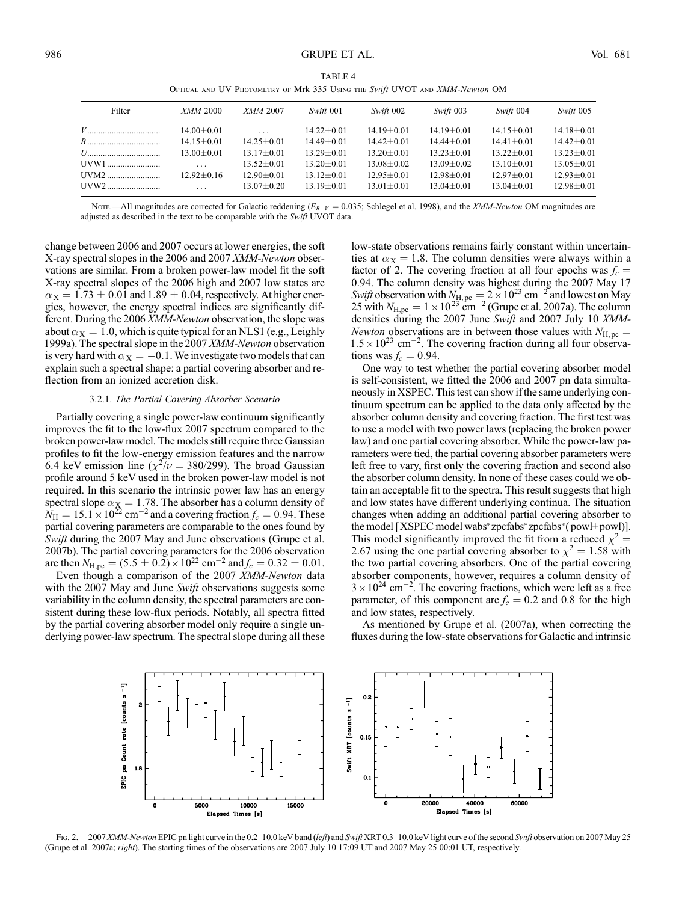TABLE 4

Optical and UV Photometry of Mrk 335 Using the *Swift* UVOT and *XMM-Newton* OM

| Filter | *XMM* 2000 | *XMM* 2007 | *Swift* 001 | *Swift* 002 | *Swift* 003 | *Swift* 004 | *Swift* 005 |
|---|---|---|---|---|---|---|---|
| $V$ | 14.00±0.01 | . . . | 14.22±0.01 | 14.19±0.01 | 14.19±0.01 | 14.15±0.01 | 14.18±0.01 |
| $B$ | 14.15±0.01 | 14.25±0.01 | 14.49±0.01 | 14.42±0.01 | 14.44±0.01 | 14.41±0.01 | 14.42±0.01 |
| $U$ | 13.00±0.01 | 13.17±0.01 | 13.29±0.01 | 13.20±0.01 | 13.23±0.01 | 13.22±0.01 | 13.23±0.01 |
| UVW1 | . . . | 13.52±0.01 | 13.20±0.01 | 13.08±0.02 | 13.09±0.02 | 13.10±0.01 | 13.05±0.01 |
| UVM2 | 12.92±0.16 | 12.90±0.01 | 13.12±0.01 | 12.95±0.01 | 12.98±0.01 | 12.97±0.01 | 12.93±0.01 |
| UVW2 | . . . | 13.07±0.20 | 13.19±0.01 | 13.01±0.01 | 13.04±0.01 | 13.04±0.01 | 12.98±0.01 |

Note.—All magnitudes are corrected for Galactic reddening ($E_{B-V}$ = 0.035; Schlegel et al. 1998), and the *XMM-Newton* OM magnitudes are adjusted as described in the text to be comparable with the *Swift* UVOT data.

change between 2006 and 2007 occurs at lower energies, the soft X-ray spectral slopes in the 2006 and 2007 *XMM-Newton* observations are similar. From a broken power-law model fit the soft X-ray spectral slopes of the 2006 high and 2007 low states are $\alpha_X = 1.73 \pm 0.01$ and $1.89 \pm 0.04$, respectively. At higher energies, however, the energy spectral indices are significantly different. During the 2006 *XMM-Newton* observation, the slope was about $\alpha_X = 1.0$, which is quite typical for an NLS1 (e.g., Leighly 1999a). The spectral slope in the 2007 *XMM-Newton* observation is very hard with $\alpha_X = -0.1$. We investigate two models that can explain such a spectral shape: a partial covering absorber and reflection from an ionized accretion disk.

#### 3.2.1. *The Partial Covering Absorber Scenario*

Partially covering a single power-law continuum significantly improves the fit to the low-flux 2007 spectrum compared to the broken power-law model. The models still require three Gaussian profiles to fit the low-energy emission features and the narrow 6.4 keV emission line ($\chi^2/\nu = 380/299$). The broad Gaussian profile around 5 keV used in the broken power-law model is not required. In this scenario the intrinsic power law has an energy spectral slope $\alpha_X = 1.78$. The absorber has a column density of $N_H = 15.1 \times 10^{22}$ cm$^{-2}$ and a covering fraction $f_c = 0.94$. These partial covering parameters are comparable to the ones found by *Swift* during the 2007 May and June observations (Grupe et al. 2007b). The partial covering parameters for the 2006 observation are then $N_{\rm H,pc} = (5.5 \pm 0.2) \times 10^{22}$ cm$^{-2}$ and $f_c = 0.32 \pm 0.01$.

Even though a comparison of the 2007 *XMM-Newton* data with the 2007 May and June *Swift* observations suggests some variability in the column density, the spectral parameters are consistent during these low-flux periods. Notably, all spectra fitted by the partial covering absorber model only require a single underlying power-law spectrum. The spectral slope during all these low-state observations remains fairly constant within uncertainties at $\alpha_X = 1.8$. The column densities were always within a factor of 2. The covering fraction at all four epochs was $f_c = 0.94$. The column density was highest during the 2007 May 17 *Swift* observation with $N_{\rm H,pc} = 2 \times 10^{23}$ cm$^{-2}$ and lowest on May 25 with $N_{\rm H,pc} = 1 \times 10^{23}$ cm$^{-2}$ (Grupe et al. 2007a). The column densities during the 2007 June *Swift* and 2007 July 10 *XMM-Newton* observations are in between those values with $N_{\rm H,pc} = 1.5 \times 10^{23}$ cm$^{-2}$. The covering fraction during all four observations was $f_c = 0.94$.

One way to test whether the partial covering absorber model is self-consistent, we fitted the 2006 and 2007 pn data simultaneously in XSPEC. This test can show if the same underlying continuum spectrum can be applied to the data only affected by the absorber column density and covering fraction. The first test was to use a model with two power laws (replacing the broken power law) and one partial covering absorber. While the power-law parameters were tied, the partial covering absorber parameters were left free to vary, first only the covering fraction and second also the absorber column density. In none of these cases could we obtain an acceptable fit to the spectra. This result suggests that high and low states have different underlying continua. The situation changes when adding an additional partial covering absorber to the model [XSPEC model wabs*zpcfabs*zpcfabs*(powl+powl)]. This model significantly improved the fit from a reduced $\chi^2 = 2.67$ using the one partial covering absorber to $\chi^2 = 1.58$ with the two partial covering absorbers. One of the partial covering absorber components, however, requires a column density of $3 \times 10^{24}$ cm$^{-2}$. The covering fractions, which were left as a free parameter, of this component are $f_c = 0.2$ and 0.8 for the high and low states, respectively.

As mentioned by Grupe et al. (2007a), when correcting the fluxes during the low-state observations for Galactic and intrinsic

Fig. 2.— 2007 *XMM-Newton* EPIC pn light curve in the 0.2–10.0 keV band (*left*) and *Swift* XRT 0.3–10.0 keV light curve of the second *Swift* observation on 2007 May 25 (Grupe et al. 2007a; *right*). The starting times of the observations are 2007 July 10 17:09 UT and 2007 May 25 00:01 UT, respectively.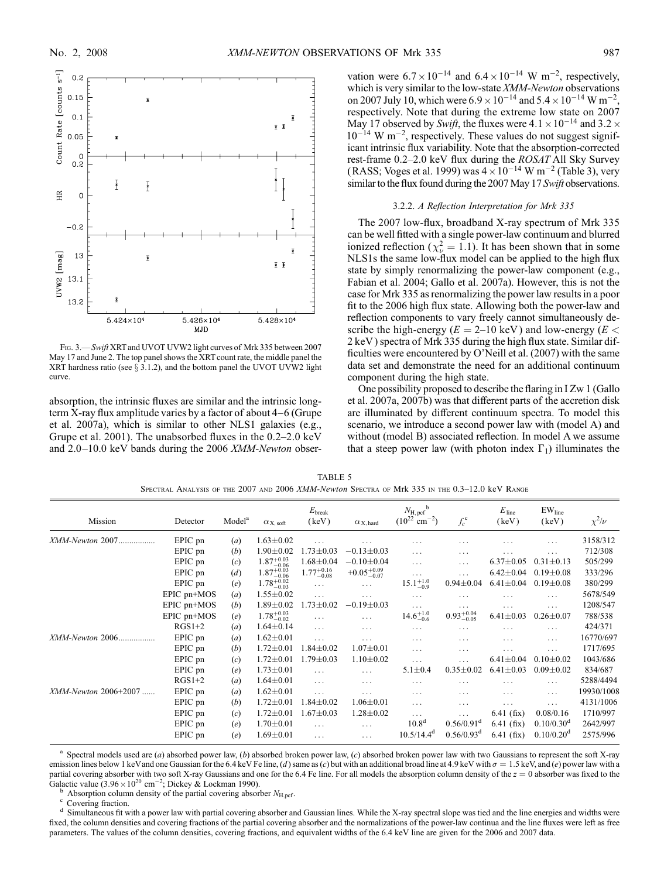Fig. 3.— *Swift* XRT and UVOT UVW2 light curves of Mrk 335 between 2007 May 17 and June 2. The top panel shows the XRT count rate, the middle panel the XRT hardness ratio (see § 3.1.2), and the bottom panel the UVOT UVW2 light curve.

absorption, the intrinsic fluxes are similar and the intrinsic long-term X-ray flux amplitude varies by a factor of about 4–6 (Grupe et al. 2007a), which is similar to other NLS1 galaxies (e.g., Grupe et al. 2001). The unabsorbed fluxes in the 0.2–2.0 keV and 2.0–10.0 keV bands during the 2006 *XMM-Newton* observation were $6.7\times10^{-14}$ and $6.4\times10^{-14}$ W m$^{-2}$, respectively, which is very similar to the low-state *XMM-Newton* observations on 2007 July 10, which were $6.9\times10^{-14}$ and $5.4\times10^{-14}$ W m$^{-2}$, respectively. Note that during the extreme low state on 2007 May 17 observed by *Swift*, the fluxes were $4.1\times10^{-14}$ and $3.2\times10^{-14}$ W m$^{-2}$, respectively. These values do not suggest significant intrinsic flux variability. Note that the absorption-corrected rest-frame 0.2–2.0 keV flux during the *ROSAT* All Sky Survey (RASS; Voges et al. 1999) was $4\times10^{-14}$ W m$^{-2}$ (Table 3), very similar to the flux found during the 2007 May 17 *Swift* observations.

### 3.2.2. *A Reflection Interpretation for Mrk 335*

The 2007 low-flux, broadband X-ray spectrum of Mrk 335 can be well fitted with a single power-law continuum and blurred ionized reflection ($\chi^2_\nu = 1.1$). It has been shown that in some NLS1s the same low-flux model can be applied to the high flux state by simply renormalizing the power-law component (e.g., Fabian et al. 2004; Gallo et al. 2007a). However, this is not the case for Mrk 335 as renormalizing the power law results in a poor fit to the 2006 high flux state. Allowing both the power-law and reflection components to vary freely cannot simultaneously describe the high-energy ($E$ = 2–10 keV) and low-energy ($E <$ 2 keV) spectra of Mrk 335 during the high flux state. Similar difficulties were encountered by O'Neill et al. (2007) with the same data set and demonstrate the need for an additional continuum component during the high state.

One possibility proposed to describe the flaring in I Zw 1 (Gallo et al. 2007a, 2007b) was that different parts of the accretion disk are illuminated by different continuum spectra. To model this scenario, we introduce a second power law with (model A) and without (model B) associated reflection. In model A we assume that a steep power law (with photon index $\Gamma_1$) illuminates the

TABLE 5
Spectral Analysis of the 2007 and 2006 *XMM-Newton* Spectra of Mrk 335 in the 0.3–12.0 keV Range

| Mission | Detector | Model[a] | $\alpha_{\rm X,\,soft}$ | $E_{\rm break}$ (keV) | $\alpha_{\rm X,\,hard}$ | $N_{\rm H,\,pcf}$[b] ($10^{22}$ cm$^{-2}$) | $f_c$[c] | $E_{\rm line}$ (keV) | EW$_{\rm line}$ (keV) | $\chi^2/\nu$ |
|---|---|---|---|---|---|---|---|---|---|---|
| *XMM-Newton* 2007 | EPIC pn | (*a*) | 1.63±0.02 | ... | ... | ... | ... | ... | ... | 3158/312 |
| | EPIC pn | (*b*) | 1.90±0.02 | 1.73±0.03 | −0.13±0.03 | ... | ... | ... | ... | 712/308 |
| | EPIC pn | (*c*) | $1.87^{+0.03}_{-0.06}$ | 1.68±0.04 | −0.10±0.04 | ... | ... | 6.37±0.05 | 0.31±0.13 | 505/299 |
| | EPIC pn | (*d*) | $1.87^{+0.03}_{-0.06}$ | $1.77^{+0.16}_{-0.08}$ | $+0.05^{+0.09}_{-0.07}$ | ... | ... | 6.42±0.04 | 0.19±0.08 | 333/296 |
| | EPIC pn | (*e*) | $1.78^{+0.02}_{-0.03}$ | ... | ... | $15.1^{+1.0}_{-0.9}$ | 0.94±0.04 | 6.41±0.04 | 0.19±0.08 | 380/299 |
| | EPIC pn+MOS | (*a*) | 1.55±0.02 | ... | ... | ... | ... | ... | ... | 5678/549 |
| | EPIC pn+MOS | (*b*) | 1.89±0.02 | 1.73±0.02 | −0.19±0.03 | ... | ... | ... | ... | 1208/547 |
| | EPIC pn+MOS | (*e*) | $1.78^{+0.03}_{-0.02}$ | ... | ... | $14.6^{+1.0}_{-0.6}$ | $0.93^{+0.04}_{-0.05}$ | 6.41±0.03 | 0.26±0.07 | 788/538 |
| | RGS1+2 | (*a*) | 1.64±0.14 | ... | ... | ... | ... | ... | ... | 424/371 |
| *XMM-Newton* 2006 | EPIC pn | (*a*) | 1.62±0.01 | ... | ... | ... | ... | ... | ... | 16770/697 |
| | EPIC pn | (*b*) | 1.72±0.01 | 1.84±0.02 | 1.07±0.01 | ... | ... | ... | ... | 1717/695 |
| | EPIC pn | (*c*) | 1.72±0.01 | 1.79±0.03 | 1.10±0.02 | ... | ... | 6.41±0.04 | 0.10±0.02 | 1043/686 |
| | EPIC pn | (*e*) | 1.73±0.01 | ... | ... | 5.1±0.4 | 0.35±0.02 | 6.41±0.03 | 0.09±0.02 | 834/687 |
| | RGS1+2 | (*a*) | 1.64±0.01 | ... | ... | ... | ... | ... | ... | 5288/4494 |
| *XMM-Newton* 2006+2007 | EPIC pn | (*a*) | 1.62±0.01 | ... | ... | ... | ... | ... | ... | 19930/1008 |
| | EPIC pn | (*b*) | 1.72±0.01 | 1.84±0.02 | 1.06±0.01 | ... | ... | ... | ... | 4131/1006 |
| | EPIC pn | (*c*) | 1.72±0.01 | 1.67±0.03 | 1.28±0.02 | ... | ... | 6.41 (fix) | 0.08/0.16 | 1710/997 |
| | EPIC pn | (*e*) | 1.70±0.01 | ... | ... | 10.8[d] | 0.56/0.91[d] | 6.41 (fix) | 0.10/0.30[d] | 2642/997 |
| | EPIC pn | (*e*) | 1.69±0.01 | ... | ... | 10.5/14.4[d] | 0.56/0.93[d] | 6.41 (fix) | 0.10/0.20[d] | 2575/996 |

[a] Spectral models used are (*a*) absorbed power law, (*b*) absorbed broken power law, (*c*) absorbed broken power law with two Gaussians to represent the soft X-ray emission lines below 1 keV and one Gaussian for the 6.4 keV Fe line, (*d*) same as (*c*) but with an additional broad line at 4.9 keV with $\sigma$ = 1.5 keV, and (*e*) power law with a partial covering absorber with two soft X-ray Gaussians and one for the 6.4 Fe line. For all models the absorption column density of the $z$ = 0 absorber was fixed to the Galactic value ($3.96\times10^{20}$ cm$^{-2}$; Dickey & Lockman 1990).

[b] Absorption column density of the partial covering absorber $N_{\rm H,pcf}$.

[c] Covering fraction.

[d] Simultaneous fit with a power law with partial covering absorber and Gaussian lines. While the X-ray spectral slope was tied and the line energies and widths were fixed, the column densities and covering fractions of the partial covering absorber and the normalizations of the power-law continua and the line fluxes were left as free parameters. The values of the column densities, covering fractions, and equivalent widths of the 6.4 keV line are given for the 2006 and 2007 data.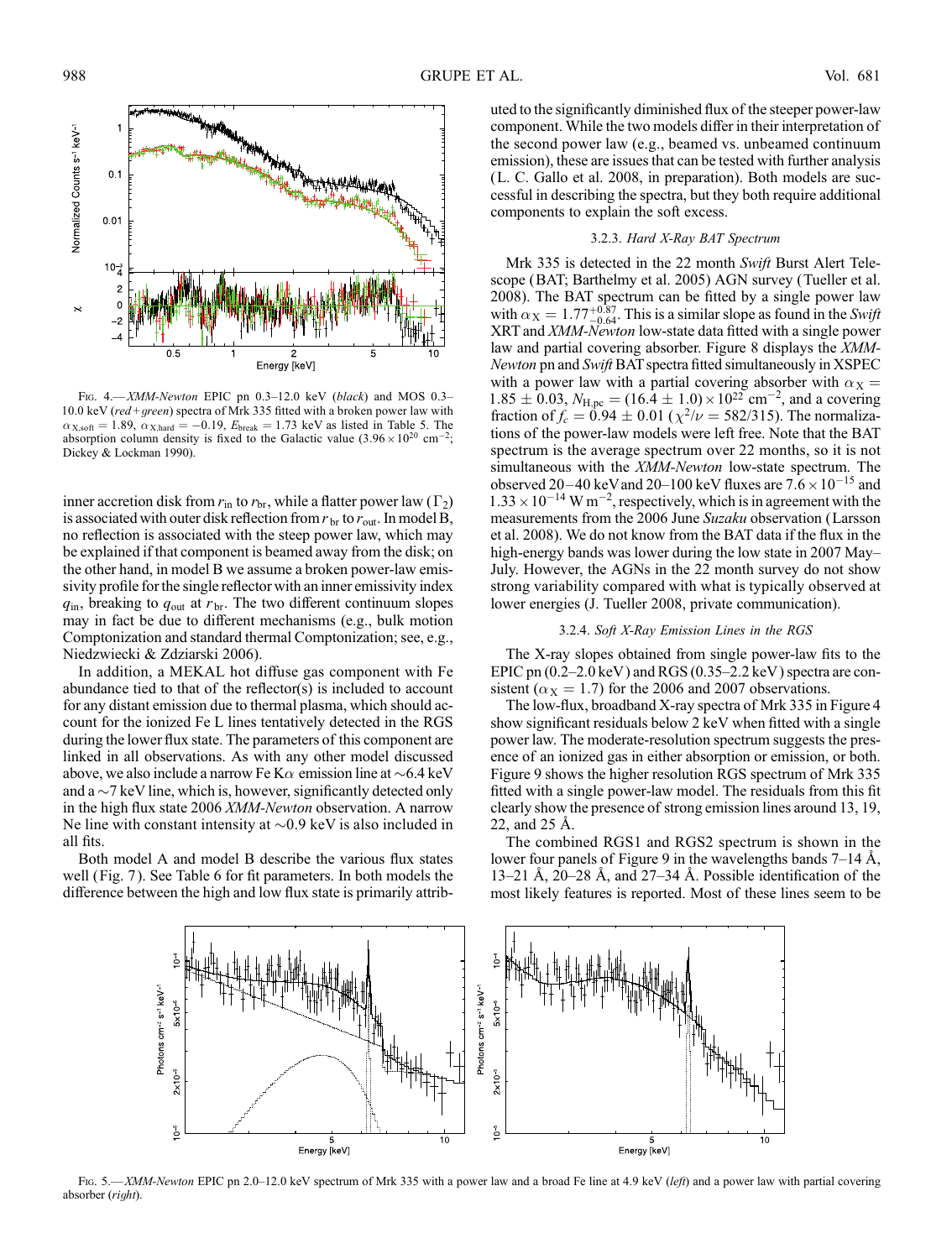Fig. 4.—*XMM-Newton* EPIC pn 0.3–12.0 keV (*black*) and MOS 0.3–10.0 keV (*red+green*) spectra of Mrk 335 fitted with a broken power law with $\alpha_{\rm X,soft} = 1.89$, $\alpha_{\rm X,hard} = -0.19$, $E_{\rm break} = 1.73$ keV as listed in Table 5. The absorption column density is fixed to the Galactic value ($3.96 \times 10^{20}$ cm$^{-2}$; Dickey & Lockman 1990).

inner accretion disk from $r_{\rm in}$ to $r_{\rm br}$, while a flatter power law ($\Gamma_2$) is associated with outer disk reflection from $r_{\rm br}$ to $r_{\rm out}$. In model B, no reflection is associated with the steep power law, which may be explained if that component is beamed away from the disk; on the other hand, in model B we assume a broken power-law emissivity profile for the single reflector with an inner emissivity index $q_{\rm in}$, breaking to $q_{\rm out}$ at $r_{\rm br}$. The two different continuum slopes may in fact be due to different mechanisms (e.g., bulk motion Comptonization and standard thermal Comptonization; see, e.g., Niedzwiecki & Zdziarski 2006).

In addition, a MEKAL hot diffuse gas component with Fe abundance tied to that of the reflector(s) is included to account for any distant emission due to thermal plasma, which should account for the ionized Fe L lines tentatively detected in the RGS during the lower flux state. The parameters of this component are linked in all observations. As with any other model discussed above, we also include a narrow Fe K$\alpha$ emission line at $\sim$6.4 keV and a $\sim$7 keV line, which is, however, significantly detected only in the high flux state 2006 *XMM-Newton* observation. A narrow Ne line with constant intensity at $\sim$0.9 keV is also included in all fits.

Both model A and model B describe the various flux states well (Fig. 7). See Table 6 for fit parameters. In both models the difference between the high and low flux state is primarily attributed to the significantly diminished flux of the steeper power-law component. While the two models differ in their interpretation of the second power law (e.g., beamed vs. unbeamed continuum emission), these are issues that can be tested with further analysis (L. C. Gallo et al. 2008, in preparation). Both models are successful in describing the spectra, but they both require additional components to explain the soft excess.

### 3.2.3. *Hard X-Ray BAT Spectrum*

Mrk 335 is detected in the 22 month *Swift* Burst Alert Telescope (BAT; Barthelmy et al. 2005) AGN survey (Tueller et al. 2008). The BAT spectrum can be fitted by a single power law with $\alpha_{\rm X} = 1.77^{+0.87}_{-0.64}$. This is a similar slope as found in the *Swift* XRT and *XMM-Newton* low-state data fitted with a single power law and partial covering absorber. Figure 8 displays the *XMM-Newton* pn and *Swift* BAT spectra fitted simultaneously in XSPEC with a power law with a partial covering absorber with $\alpha_{\rm X} = 1.85 \pm 0.03$, $N_{\rm H,pc} = (16.4 \pm 1.0) \times 10^{22}$ cm$^{-2}$, and a covering fraction of $f_c = 0.94 \pm 0.01$ ($\chi^2/\nu = 582/315$). The normalizations of the power-law models were left free. Note that the BAT spectrum is the average spectrum over 22 months, so it is not simultaneous with the *XMM-Newton* low-state spectrum. The observed 20–40 keV and 20–100 keV fluxes are $7.6 \times 10^{-15}$ and $1.33 \times 10^{-14}$ W m$^{-2}$, respectively, which is in agreement with the measurements from the 2006 June *Suzaku* observation (Larsson et al. 2008). We do not know from the BAT data if the flux in the high-energy bands was lower during the low state in 2007 May–July. However, the AGNs in the 22 month survey do not show strong variability compared with what is typically observed at lower energies (J. Tueller 2008, private communication).

### 3.2.4. *Soft X-Ray Emission Lines in the RGS*

The X-ray slopes obtained from single power-law fits to the EPIC pn (0.2–2.0 keV) and RGS (0.35–2.2 keV) spectra are consistent ($\alpha_{\rm X} = 1.7$) for the 2006 and 2007 observations.

The low-flux, broadband X-ray spectra of Mrk 335 in Figure 4 show significant residuals below 2 keV when fitted with a single power law. The moderate-resolution spectrum suggests the presence of an ionized gas in either absorption or emission, or both. Figure 9 shows the higher resolution RGS spectrum of Mrk 335 fitted with a single power-law model. The residuals from this fit clearly show the presence of strong emission lines around 13, 19, 22, and 25 Å.

The combined RGS1 and RGS2 spectrum is shown in the lower four panels of Figure 9 in the wavelengths bands 7–14 Å, 13–21 Å, 20–28 Å, and 27–34 Å. Possible identification of the most likely features is reported. Most of these lines seem to be

Fig. 5.—*XMM-Newton* EPIC pn 2.0–12.0 keV spectrum of Mrk 335 with a power law and a broad Fe line at 4.9 keV (*left*) and a power law with partial covering absorber (*right*).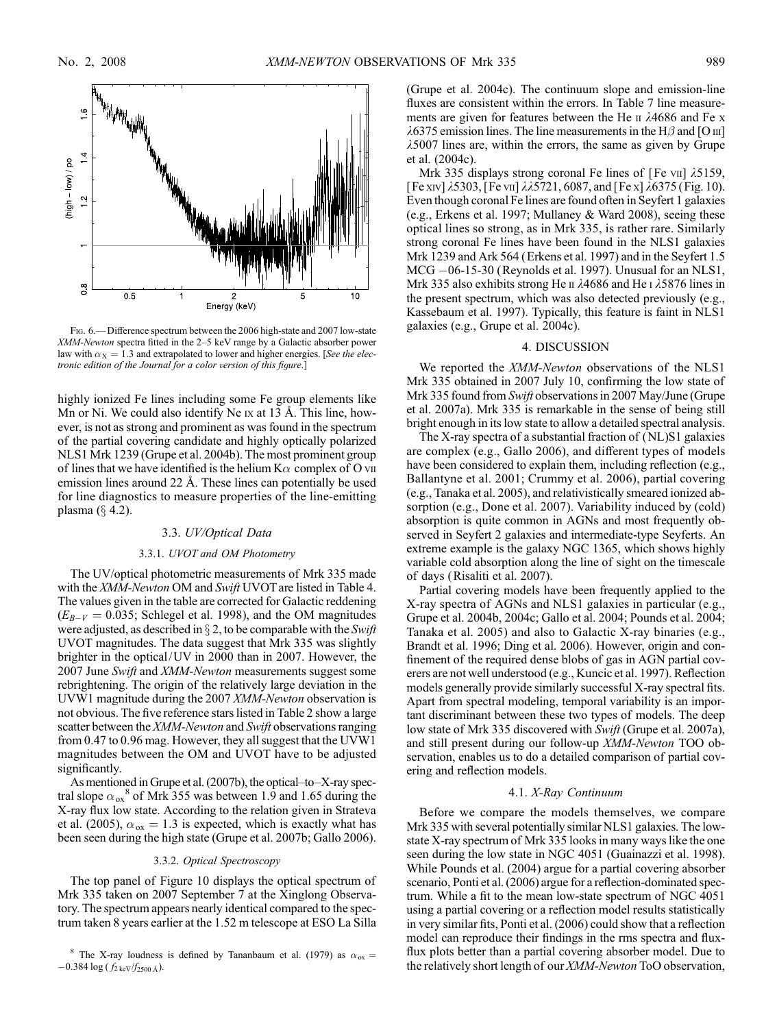Fig. 6.— Difference spectrum between the 2006 high-state and 2007 low-state *XMM-Newton* spectra fitted in the 2–5 keV range by a Galactic absorber power law with $\alpha_X = 1.3$ and extrapolated to lower and higher energies. [*See the electronic edition of the Journal for a color version of this figure.*]

highly ionized Fe lines including some Fe group elements like Mn or Ni. We could also identify Ne ix at 13 Å. This line, however, is not as strong and prominent as was found in the spectrum of the partial covering candidate and highly optically polarized NLS1 Mrk 1239 (Grupe et al. 2004b). The most prominent group of lines that we have identified is the helium K$\alpha$ complex of O vii emission lines around 22 Å. These lines can potentially be used for line diagnostics to measure properties of the line-emitting plasma (§ 4.2).

### 3.3. *UV/Optical Data*

#### 3.3.1. *UVOT and OM Photometry*

The UV/optical photometric measurements of Mrk 335 made with the *XMM-Newton* OM and *Swift* UVOT are listed in Table 4. The values given in the table are corrected for Galactic reddening ($E_{B-V} = 0.035$; Schlegel et al. 1998), and the OM magnitudes were adjusted, as described in § 2, to be comparable with the *Swift* UVOT magnitudes. The data suggest that Mrk 335 was slightly brighter in the optical/UV in 2000 than in 2007. However, the 2007 June *Swift* and *XMM-Newton* measurements suggest some rebrightening. The origin of the relatively large deviation in the UVW1 magnitude during the 2007 *XMM-Newton* observation is not obvious. The five reference stars listed in Table 2 show a large scatter between the *XMM-Newton* and *Swift* observations ranging from 0.47 to 0.96 mag. However, they all suggest that the UVW1 magnitudes between the OM and UVOT have to be adjusted significantly.

As mentioned in Grupe et al. (2007b), the optical–to–X-ray spectral slope $\alpha_{ox}$[8] of Mrk 355 was between 1.9 and 1.65 during the X-ray flux low state. According to the relation given in Strateva et al. (2005), $\alpha_{ox} = 1.3$ is expected, which is exactly what has been seen during the high state (Grupe et al. 2007b; Gallo 2006).

#### 3.3.2. *Optical Spectroscopy*

The top panel of Figure 10 displays the optical spectrum of Mrk 335 taken on 2007 September 7 at the Xinglong Observatory. The spectrum appears nearly identical compared to the spectrum taken 8 years earlier at the 1.52 m telescope at ESO La Silla (Grupe et al. 2004c). The continuum slope and emission-line fluxes are consistent within the errors. In Table 7 line measurements are given for features between the He ii $\lambda$4686 and Fe x $\lambda$6375 emission lines. The line measurements in the H$\beta$ and [O iii] $\lambda$5007 lines are, within the errors, the same as given by Grupe et al. (2004c).

Mrk 335 displays strong coronal Fe lines of [Fe vii] $\lambda$5159, [Fe xiv] $\lambda$5303, [Fe vii] $\lambda\lambda$5721, 6087, and [Fe x] $\lambda$6375 (Fig. 10). Even though coronal Fe lines are found often in Seyfert 1 galaxies (e.g., Erkens et al. 1997; Mullaney & Ward 2008), seeing these optical lines so strong, as in Mrk 335, is rather rare. Similarly strong coronal Fe lines have been found in the NLS1 galaxies Mrk 1239 and Ark 564 (Erkens et al. 1997) and in the Seyfert 1.5 MCG −06-15-30 (Reynolds et al. 1997). Unusual for an NLS1, Mrk 335 also exhibits strong He ii $\lambda$4686 and He i $\lambda$5876 lines in the present spectrum, which was also detected previously (e.g., Kassebaum et al. 1997). Typically, this feature is faint in NLS1 galaxies (e.g., Grupe et al. 2004c).

## 4. DISCUSSION

We reported the *XMM-Newton* observations of the NLS1 Mrk 335 obtained in 2007 July 10, confirming the low state of Mrk 335 found from *Swift* observations in 2007 May/June (Grupe et al. 2007a). Mrk 335 is remarkable in the sense of being still bright enough in its low state to allow a detailed spectral analysis.

The X-ray spectra of a substantial fraction of (NL)S1 galaxies are complex (e.g., Gallo 2006), and different types of models have been considered to explain them, including reflection (e.g., Ballantyne et al. 2001; Crummy et al. 2006), partial covering (e.g., Tanaka et al. 2005), and relativistically smeared ionized absorption (e.g., Done et al. 2007). Variability induced by (cold) absorption is quite common in AGNs and most frequently observed in Seyfert 2 galaxies and intermediate-type Seyferts. An extreme example is the galaxy NGC 1365, which shows highly variable cold absorption along the line of sight on the timescale of days (Risaliti et al. 2007).

Partial covering models have been frequently applied to the X-ray spectra of AGNs and NLS1 galaxies in particular (e.g., Grupe et al. 2004b, 2004c; Gallo et al. 2004; Pounds et al. 2004; Tanaka et al. 2005) and also to Galactic X-ray binaries (e.g., Brandt et al. 1996; Ding et al. 2006). However, origin and confinement of the required dense blobs of gas in AGN partial coverers are not well understood (e.g., Kuncic et al. 1997). Reflection models generally provide similarly successful X-ray spectral fits. Apart from spectral modeling, temporal variability is an important discriminant between these two types of models. The deep low state of Mrk 335 discovered with *Swift* (Grupe et al. 2007a), and still present during our follow-up *XMM-Newton* TOO observation, enables us to do a detailed comparison of partial covering and reflection models.

### 4.1. *X-Ray Continuum*

Before we compare the models themselves, we compare Mrk 335 with several potentially similar NLS1 galaxies. The low-state X-ray spectrum of Mrk 335 looks in many ways like the one seen during the low state in NGC 4051 (Guainazzi et al. 1998). While Pounds et al. (2004) argue for a partial covering absorber scenario, Ponti et al. (2006) argue for a reflection-dominated spectrum. While a fit to the mean low-state spectrum of NGC 4051 using a partial covering or a reflection model results statistically in very similar fits, Ponti et al. (2006) could show that a reflection model can reproduce their findings in the rms spectra and flux-flux plots better than a partial covering absorber model. Due to the relatively short length of our *XMM-Newton* ToO observation,

[8] The X-ray loudness is defined by Tananbaum et al. (1979) as $\alpha_{ox} = -0.384 \log(f_{2\,\mathrm{keV}}/f_{2500\,\mathrm{Å}})$.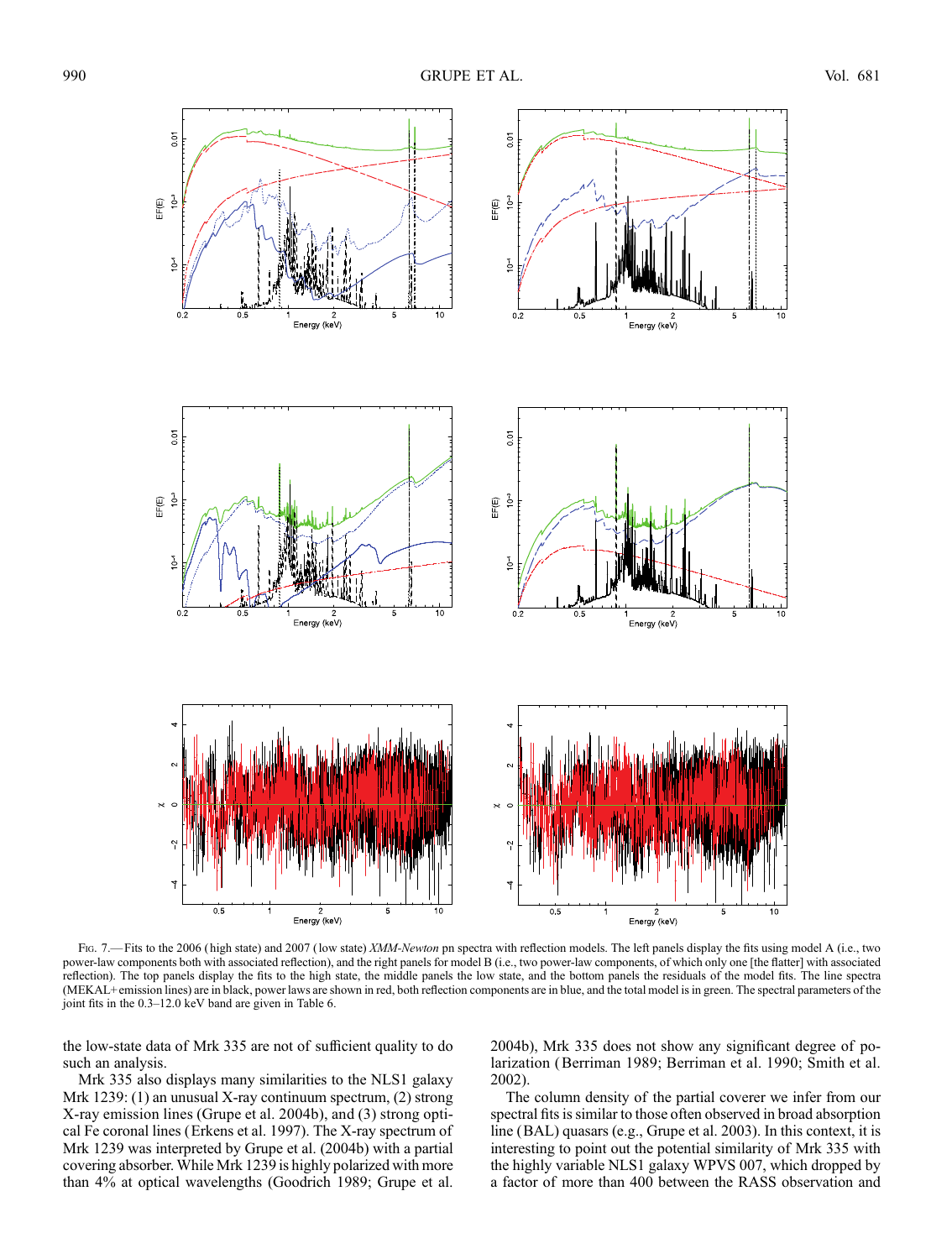Fig. 7.—Fits to the 2006 (high state) and 2007 (low state) *XMM-Newton* pn spectra with reflection models. The left panels display the fits using model A (i.e., two power-law components both with associated reflection), and the right panels for model B (i.e., two power-law components, of which only one [the flatter] with associated reflection). The top panels display the fits to the high state, the middle panels the low state, and the bottom panels the residuals of the model fits. The line spectra (MEKAL+emission lines) are in black, power laws are shown in red, both reflection components are in blue, and the total model is in green. The spectral parameters of the joint fits in the 0.3–12.0 keV band are given in Table 6.

the low-state data of Mrk 335 are not of sufficient quality to do such an analysis.

Mrk 335 also displays many similarities to the NLS1 galaxy Mrk 1239: (1) an unusual X-ray continuum spectrum, (2) strong X-ray emission lines (Grupe et al. 2004b), and (3) strong optical Fe coronal lines (Erkens et al. 1997). The X-ray spectrum of Mrk 1239 was interpreted by Grupe et al. (2004b) with a partial covering absorber. While Mrk 1239 is highly polarized with more than 4% at optical wavelengths (Goodrich 1989; Grupe et al. 2004b), Mrk 335 does not show any significant degree of polarization (Berriman 1989; Berriman et al. 1990; Smith et al. 2002).

The column density of the partial coverer we infer from our spectral fits is similar to those often observed in broad absorption line (BAL) quasars (e.g., Grupe et al. 2003). In this context, it is interesting to point out the potential similarity of Mrk 335 with the highly variable NLS1 galaxy WPVS 007, which dropped by a factor of more than 400 between the RASS observation and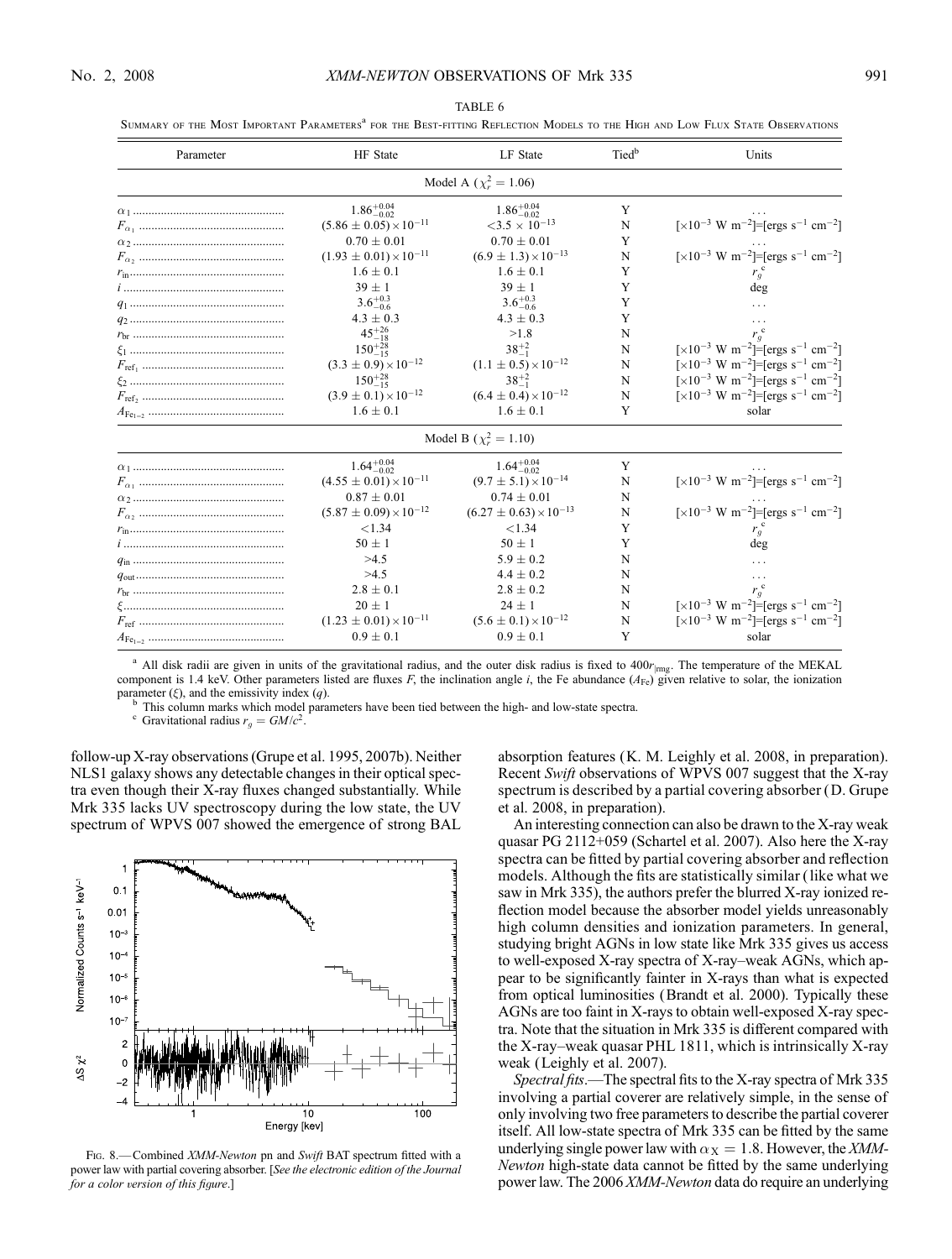TABLE 6

Summary of the Most Important Parameters[a] for the Best-fitting Reflection Models to the High and Low Flux State Observations

| Parameter | HF State | LF State | Tied[b] | Units |
|---|---|---|---|---|
| | Model A ($\chi_r^2 = 1.06$) | | | |
| $\alpha_1$ | $1.86^{+0.04}_{-0.02}$ | $1.86^{+0.04}_{-0.02}$ | Y | ... |
| $F_{\alpha_1}$ | $(5.86 \pm 0.05)\times10^{-11}$ | $<3.5 \times 10^{-13}$ | N | [$\times10^{-3}$ W m$^{-2}$]=[ergs s$^{-1}$ cm$^{-2}$] |
| $\alpha_2$ | $0.70 \pm 0.01$ | $0.70 \pm 0.01$ | Y | ... |
| $F_{\alpha_2}$ | $(1.93 \pm 0.01)\times10^{-11}$ | $(6.9 \pm 1.3)\times10^{-13}$ | N | [$\times10^{-3}$ W m$^{-2}$]=[ergs s$^{-1}$ cm$^{-2}$] |
| $r_{\rm in}$ | $1.6 \pm 0.1$ | $1.6 \pm 0.1$ | Y | $r_g$[c] |
| $i$ | $39 \pm 1$ | $39 \pm 1$ | Y | deg |
| $q_1$ | $3.6^{+0.3}_{-0.6}$ | $3.6^{+0.3}_{-0.6}$ | Y | ... |
| $q_2$ | $4.3 \pm 0.3$ | $4.3 \pm 0.3$ | Y | ... |
| $r_{\rm br}$ | $45^{+26}_{-18}$ | $>1.8$ | N | $r_g$[c] |
| $\xi_1$ | $150^{+28}_{-15}$ | $38^{+2}_{-1}$ | N | [$\times10^{-3}$ W m$^{-2}$]=[ergs s$^{-1}$ cm$^{-2}$] |
| $F_{\rm ref_1}$ | $(3.3 \pm 0.9)\times10^{-12}$ | $(1.1 \pm 0.5)\times10^{-12}$ | N | [$\times10^{-3}$ W m$^{-2}$]=[ergs s$^{-1}$ cm$^{-2}$] |
| $\xi_2$ | $150^{+28}_{-15}$ | $38^{+2}_{-1}$ | N | [$\times10^{-3}$ W m$^{-2}$]=[ergs s$^{-1}$ cm$^{-2}$] |
| $F_{\rm ref_2}$ | $(3.9 \pm 0.1)\times10^{-12}$ | $(6.4 \pm 0.4)\times10^{-12}$ | N | [$\times10^{-3}$ W m$^{-2}$]=[ergs s$^{-1}$ cm$^{-2}$] |
| $A_{\rm Fe_{1-2}}$ | $1.6 \pm 0.1$ | $1.6 \pm 0.1$ | Y | solar |
| | Model B ($\chi_r^2 = 1.10$) | | | |
| $\alpha_1$ | $1.64^{+0.04}_{-0.02}$ | $1.64^{+0.04}_{-0.02}$ | Y | ... |
| $F_{\alpha_1}$ | $(4.55 \pm 0.01)\times10^{-11}$ | $(9.7 \pm 5.1)\times10^{-14}$ | N | [$\times10^{-3}$ W m$^{-2}$]=[ergs s$^{-1}$ cm$^{-2}$] |
| $\alpha_2$ | $0.87 \pm 0.01$ | $0.74 \pm 0.01$ | N | ... |
| $F_{\alpha_2}$ | $(5.87 \pm 0.09)\times10^{-12}$ | $(6.27 \pm 0.63)\times10^{-13}$ | N | [$\times10^{-3}$ W m$^{-2}$]=[ergs s$^{-1}$ cm$^{-2}$] |
| $r_{\rm in}$ | $<1.34$ | $<1.34$ | Y | $r_g$[c] |
| $i$ | $50 \pm 1$ | $50 \pm 1$ | Y | deg |
| $q_{\rm in}$ | $>4.5$ | $5.9 \pm 0.2$ | N | ... |
| $q_{\rm out}$ | $>4.5$ | $4.4 \pm 0.2$ | N | ... |
| $r_{\rm br}$ | $2.8 \pm 0.1$ | $2.8 \pm 0.2$ | N | $r_g$[c] |
| $\xi$ | $20 \pm 1$ | $24 \pm 1$ | N | [$\times10^{-3}$ W m$^{-2}$]=[ergs s$^{-1}$ cm$^{-2}$] |
| $F_{\rm ref}$ | $(1.23 \pm 0.01)\times10^{-11}$ | $(5.6 \pm 0.1)\times10^{-12}$ | N | [$\times10^{-3}$ W m$^{-2}$]=[ergs s$^{-1}$ cm$^{-2}$] |
| $A_{\rm Fe_{1-2}}$ | $0.9 \pm 0.1$ | $0.9 \pm 0.1$ | Y | solar |

[a] All disk radii are given in units of the gravitational radius, and the outer disk radius is fixed to $400r_{\rm g}$. The temperature of the MEKAL component is 1.4 keV. Other parameters listed are fluxes $F$, the inclination angle $i$, the Fe abundance ($A_{\rm Fe}$) given relative to solar, the ionization parameter ($\xi$), and the emissivity index ($q$).

[b] This column marks which model parameters have been tied between the high- and low-state spectra.

[c] Gravitational radius $r_g = GM/c^2$.

follow-up X-ray observations (Grupe et al. 1995, 2007b). Neither NLS1 galaxy shows any detectable changes in their optical spectra even though their X-ray fluxes changed substantially. While Mrk 335 lacks UV spectroscopy during the low state, the UV spectrum of WPVS 007 showed the emergence of strong BAL absorption features (K. M. Leighly et al. 2008, in preparation). Recent *Swift* observations of WPVS 007 suggest that the X-ray spectrum is described by a partial covering absorber (D. Grupe et al. 2008, in preparation).

Fig. 8.—Combined *XMM-Newton* pn and *Swift* BAT spectrum fitted with a power law with partial covering absorber. [*See the electronic edition of the Journal for a color version of this figure.*]

An interesting connection can also be drawn to the X-ray weak quasar PG 2112+059 (Schartel et al. 2007). Also here the X-ray spectra can be fitted by partial covering absorber and reflection models. Although the fits are statistically similar (like what we saw in Mrk 335), the authors prefer the blurred X-ray ionized reflection model because the absorber model yields unreasonably high column densities and ionization parameters. In general, studying bright AGNs in low state like Mrk 335 gives us access to well-exposed X-ray spectra of X-ray–weak AGNs, which appear to be significantly fainter in X-rays than what is expected from optical luminosities (Brandt et al. 2000). Typically these AGNs are too faint in X-rays to obtain well-exposed X-ray spectra. Note that the situation in Mrk 335 is different compared with the X-ray–weak quasar PHL 1811, which is intrinsically X-ray weak (Leighly et al. 2007).

*Spectral fits*.—The spectral fits to the X-ray spectra of Mrk 335 involving a partial coverer are relatively simple, in the sense of only involving two free parameters to describe the partial coverer itself. All low-state spectra of Mrk 335 can be fitted by the same underlying single power law with $\alpha_X = 1.8$. However, the *XMM-Newton* high-state data cannot be fitted by the same underlying power law. The 2006 *XMM-Newton* data do require an underlying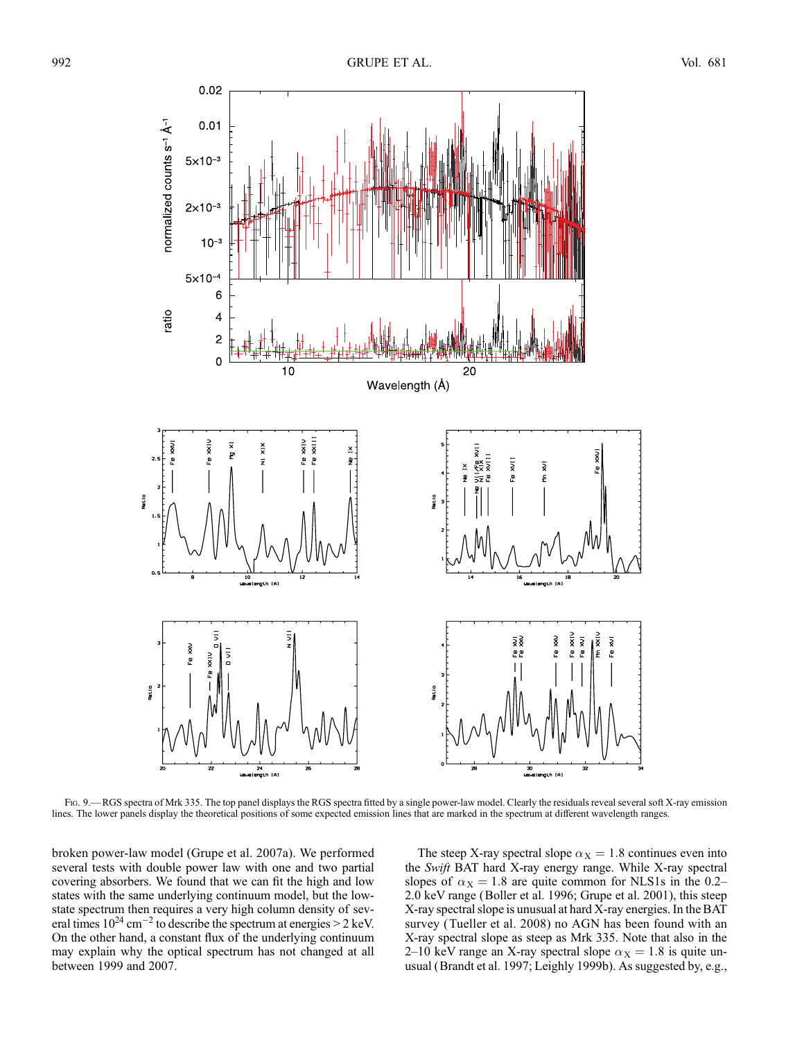Fig. 9.— RGS spectra of Mrk 335. The top panel displays the RGS spectra fitted by a single power-law model. Clearly the residuals reveal several soft X-ray emission lines. The lower panels display the theoretical positions of some expected emission lines that are marked in the spectrum at different wavelength ranges.

broken power-law model (Grupe et al. 2007a). We performed several tests with double power law with one and two partial covering absorbers. We found that we can fit the high and low states with the same underlying continuum model, but the low-state spectrum then requires a very high column density of several times $10^{24}$ cm$^{-2}$ to describe the spectrum at energies > 2 keV. On the other hand, a constant flux of the underlying continuum may explain why the optical spectrum has not changed at all between 1999 and 2007.

The steep X-ray spectral slope $\alpha_X = 1.8$ continues even into the *Swift* BAT hard X-ray energy range. While X-ray spectral slopes of $\alpha_X = 1.8$ are quite common for NLS1s in the 0.2–2.0 keV range (Boller et al. 1996; Grupe et al. 2001), this steep X-ray spectral slope is unusual at hard X-ray energies. In the BAT survey (Tueller et al. 2008) no AGN has been found with an X-ray spectral slope as steep as Mrk 335. Note that also in the 2–10 keV range an X-ray spectral slope $\alpha_X = 1.8$ is quite unusual (Brandt et al. 1997; Leighly 1999b). As suggested by, e.g.,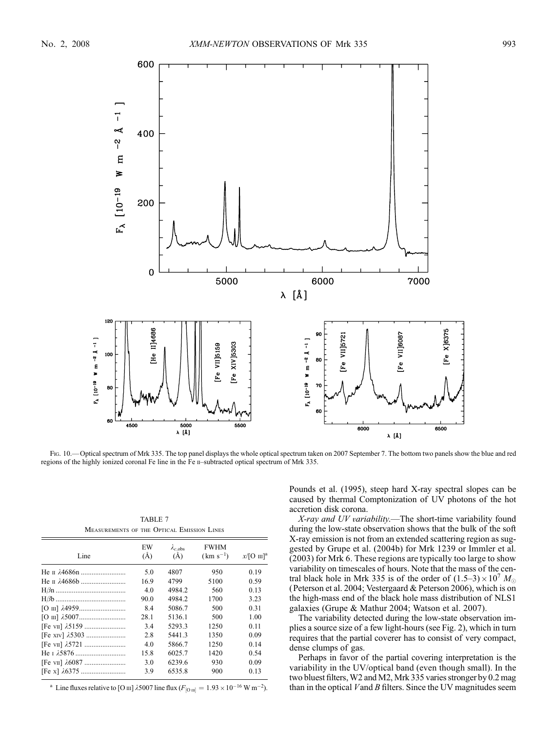Fig. 10.— Optical spectrum of Mrk 335. The top panel displays the whole optical spectrum taken on 2007 September 7. The bottom two panels show the blue and red regions of the highly ionized coronal Fe line in the Fe ii–subtracted optical spectrum of Mrk 335.

TABLE 7
Measurements of the Optical Emission Lines

| Line | EW (Å) | $\lambda_{c,\mathrm{obs}}$ (Å) | FWHM (km s$^{-1}$) | $x$/[O iii][a] |
|---|---|---|---|---|
| He ii λ4686n | 5.0 | 4807 | 950 | 0.19 |
| He ii λ4686b | 16.9 | 4799 | 5100 | 0.59 |
| Hβn | 4.0 | 4984.2 | 560 | 0.13 |
| Hβb | 90.0 | 4984.2 | 1700 | 3.23 |
| [O iii] λ4959 | 8.4 | 5086.7 | 500 | 0.31 |
| [O iii] λ5007 | 28.1 | 5136.1 | 500 | 1.00 |
| [Fe vii] λ5159 | 3.4 | 5293.3 | 1250 | 0.11 |
| [Fe xiv] λ5303 | 2.8 | 5441.3 | 1350 | 0.09 |
| [Fe vii] λ5721 | 4.0 | 5866.7 | 1250 | 0.14 |
| He i λ5876 | 15.8 | 6025.7 | 1420 | 0.54 |
| [Fe vii] λ6087 | 3.0 | 6239.6 | 930 | 0.09 |
| [Fe x] λ6375 | 3.9 | 6535.8 | 900 | 0.13 |

[a] Line fluxes relative to [O iii] λ5007 line flux ($F_{[\mathrm{O\,III}]} = 1.93 \times 10^{-16}$ W m$^{-2}$).

Pounds et al. (1995), steep hard X-ray spectral slopes can be caused by thermal Comptonization of UV photons of the hot accretion disk corona.

*X-ray and UV variability.*—The short-time variability found during the low-state observation shows that the bulk of the soft X-ray emission is not from an extended scattering region as suggested by Grupe et al. (2004b) for Mrk 1239 or Immler et al. (2003) for Mrk 6. These regions are typically too large to show variability on timescales of hours. Note that the mass of the central black hole in Mrk 335 is of the order of $(1.5\text{–}3) \times 10^7\ M_\odot$ (Peterson et al. 2004; Vestergaard & Peterson 2006), which is on the high-mass end of the black hole mass distribution of NLS1 galaxies (Grupe & Mathur 2004; Watson et al. 2007).

The variability detected during the low-state observation implies a source size of a few light-hours (see Fig. 2), which in turn requires that the partial coverer has to consist of very compact, dense clumps of gas.

Perhaps in favor of the partial covering interpretation is the variability in the UV/optical band (even though small). In the two bluest filters, W2 and M2, Mrk 335 varies stronger by 0.2 mag than in the optical $V$ and $B$ filters. Since the UV magnitudes seem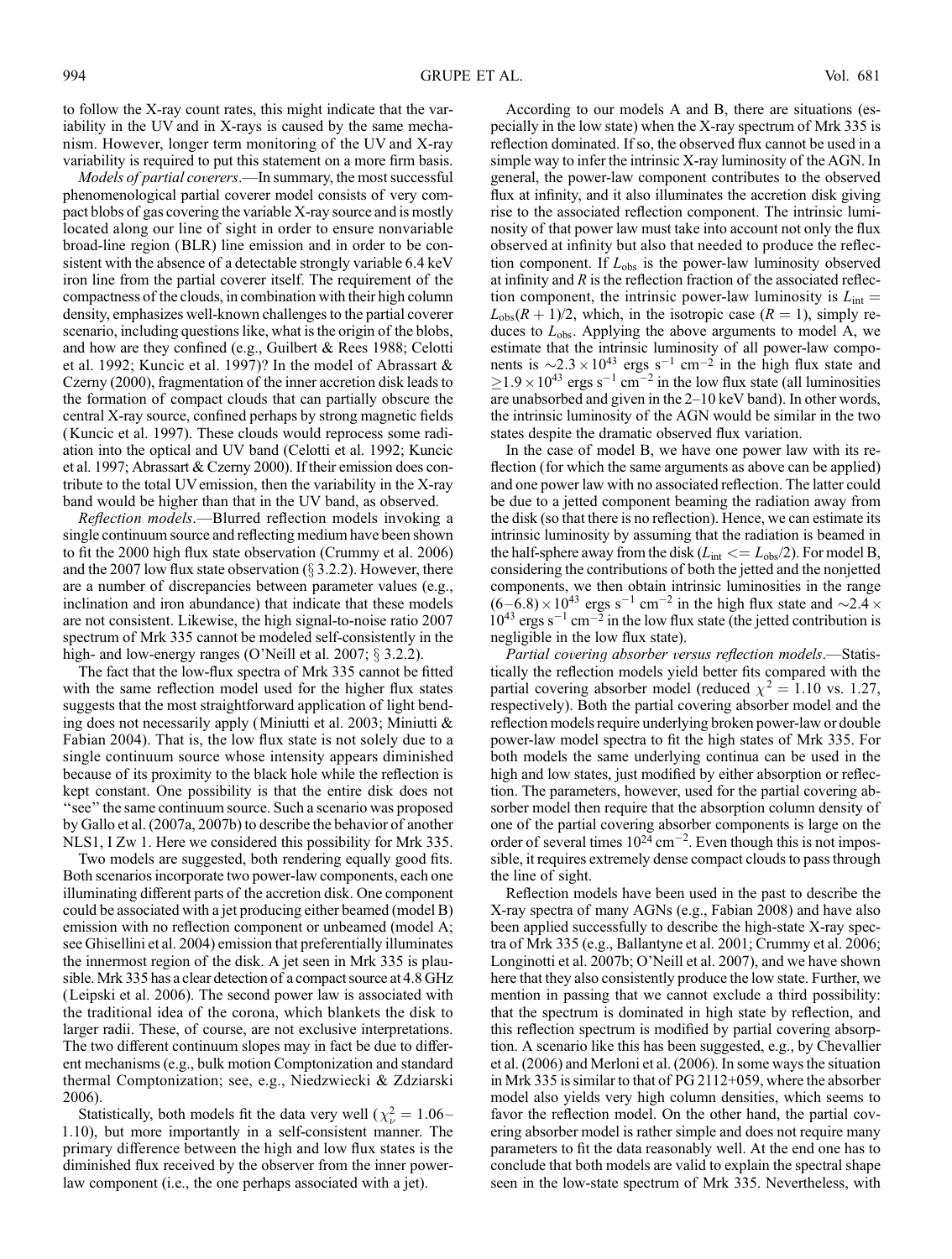to follow the X-ray count rates, this might indicate that the variability in the UV and in X-rays is caused by the same mechanism. However, longer term monitoring of the UV and X-ray variability is required to put this statement on a more firm basis.

*Models of partial coverers*.—In summary, the most successful phenomenological partial coverer model consists of very compact blobs of gas covering the variable X-ray source and is mostly located along our line of sight in order to ensure nonvariable broad-line region (BLR) line emission and in order to be consistent with the absence of a detectable strongly variable 6.4 keV iron line from the partial coverer itself. The requirement of the compactness of the clouds, in combination with their high column density, emphasizes well-known challenges to the partial coverer scenario, including questions like, what is the origin of the blobs, and how are they confined (e.g., Guilbert & Rees 1988; Celotti et al. 1992; Kuncic et al. 1997)? In the model of Abrassart & Czerny (2000), fragmentation of the inner accretion disk leads to the formation of compact clouds that can partially obscure the central X-ray source, confined perhaps by strong magnetic fields (Kuncic et al. 1997). These clouds would reprocess some radiation into the optical and UV band (Celotti et al. 1992; Kuncic et al. 1997; Abrassart & Czerny 2000). If their emission does contribute to the total UV emission, then the variability in the X-ray band would be higher than that in the UV band, as observed.

*Reflection models*.—Blurred reflection models invoking a single continuum source and reflecting medium have been shown to fit the 2000 high flux state observation (Crummy et al. 2006) and the 2007 low flux state observation (§ 3.2.2). However, there are a number of discrepancies between parameter values (e.g., inclination and iron abundance) that indicate that these models are not consistent. Likewise, the high signal-to-noise ratio 2007 spectrum of Mrk 335 cannot be modeled self-consistently in the high- and low-energy ranges (O'Neill et al. 2007; § 3.2.2).

The fact that the low-flux spectra of Mrk 335 cannot be fitted with the same reflection model used for the higher flux states suggests that the most straightforward application of light bending does not necessarily apply (Miniutti et al. 2003; Miniutti & Fabian 2004). That is, the low flux state is not solely due to a single continuum source whose intensity appears diminished because of its proximity to the black hole while the reflection is kept constant. One possibility is that the entire disk does not "see" the same continuum source. Such a scenario was proposed by Gallo et al. (2007a, 2007b) to describe the behavior of another NLS1, I Zw 1. Here we considered this possibility for Mrk 335.

Two models are suggested, both rendering equally good fits. Both scenarios incorporate two power-law components, each one illuminating different parts of the accretion disk. One component could be associated with a jet producing either beamed (model B) emission with no reflection component or unbeamed (model A; see Ghisellini et al. 2004) emission that preferentially illuminates the innermost region of the disk. A jet seen in Mrk 335 is plausible. Mrk 335 has a clear detection of a compact source at 4.8 GHz (Leipski et al. 2006). The second power law is associated with the traditional idea of the corona, which blankets the disk to larger radii. These, of course, are not exclusive interpretations. The two different continuum slopes may in fact be due to different mechanisms (e.g., bulk motion Comptonization and standard thermal Comptonization; see, e.g., Niedzwiecki & Zdziarski 2006).

Statistically, both models fit the data very well ($\chi^2_\nu = 1.06$–$1.10$), but more importantly in a self-consistent manner. The primary difference between the high and low flux states is the diminished flux received by the observer from the inner power-law component (i.e., the one perhaps associated with a jet).

According to our models A and B, there are situations (especially in the low state) when the X-ray spectrum of Mrk 335 is reflection dominated. If so, the observed flux cannot be used in a simple way to infer the intrinsic X-ray luminosity of the AGN. In general, the power-law component contributes to the observed flux at infinity, and it also illuminates the accretion disk giving rise to the associated reflection component. The intrinsic luminosity of that power law must take into account not only the flux observed at infinity but also that needed to produce the reflection component. If $L_{\rm obs}$ is the power-law luminosity observed at infinity and $R$ is the reflection fraction of the associated reflection component, the intrinsic power-law luminosity is $L_{\rm int} = L_{\rm obs}(R+1)/2$, which, in the isotropic case ($R = 1$), simply reduces to $L_{\rm obs}$. Applying the above arguments to model A, we estimate that the intrinsic luminosity of all power-law components is $\sim 2.3 \times 10^{43}$ ergs s$^{-1}$ cm$^{-2}$ in the high flux state and $\geq 1.9 \times 10^{43}$ ergs s$^{-1}$ cm$^{-2}$ in the low flux state (all luminosities are unabsorbed and given in the 2–10 keV band). In other words, the intrinsic luminosity of the AGN would be similar in the two states despite the dramatic observed flux variation.

In the case of model B, we have one power law with its reflection (for which the same arguments as above can be applied) and one power law with no associated reflection. The latter could be due to a jetted component beaming the radiation away from the disk (so that there is no reflection). Hence, we can estimate its intrinsic luminosity by assuming that the radiation is beamed in the half-sphere away from the disk ($L_{\rm int} <= L_{\rm obs}/2$). For model B, considering the contributions of both the jetted and the nonjetted components, we then obtain intrinsic luminosities in the range $(6$–$6.8) \times 10^{43}$ ergs s$^{-1}$ cm$^{-2}$ in the high flux state and $\sim 2.4 \times 10^{43}$ ergs s$^{-1}$ cm$^{-2}$ in the low flux state (the jetted contribution is negligible in the low flux state).

*Partial covering absorber versus reflection models*.—Statistically the reflection models yield better fits compared with the partial covering absorber model (reduced $\chi^2 = 1.10$ vs. 1.27, respectively). Both the partial covering absorber model and the reflection models require underlying broken power-law or double power-law model spectra to fit the high states of Mrk 335. For both models the same underlying continua can be used in the high and low states, just modified by either absorption or reflection. The parameters, however, used for the partial covering absorber model then require that the absorption column density of one of the partial covering absorber components is large on the order of several times $10^{24}$ cm$^{-2}$. Even though this is not impossible, it requires extremely dense compact clouds to pass through the line of sight.

Reflection models have been used in the past to describe the X-ray spectra of many AGNs (e.g., Fabian 2008) and have also been applied successfully to describe the high-state X-ray spectra of Mrk 335 (e.g., Ballantyne et al. 2001; Crummy et al. 2006; Longinotti et al. 2007b; O'Neill et al. 2007), and we have shown here that they also consistently produce the low state. Further, we mention in passing that we cannot exclude a third possibility: that the spectrum is dominated in high state by reflection, and this reflection spectrum is modified by partial covering absorption. A scenario like this has been suggested, e.g., by Chevallier et al. (2006) and Merloni et al. (2006). In some ways the situation in Mrk 335 is similar to that of PG 2112+059, where the absorber model also yields very high column densities, which seems to favor the reflection model. On the other hand, the partial covering absorber model is rather simple and does not require many parameters to fit the data reasonably well. At the end one has to conclude that both models are valid to explain the spectral shape seen in the low-state spectrum of Mrk 335. Nevertheless, with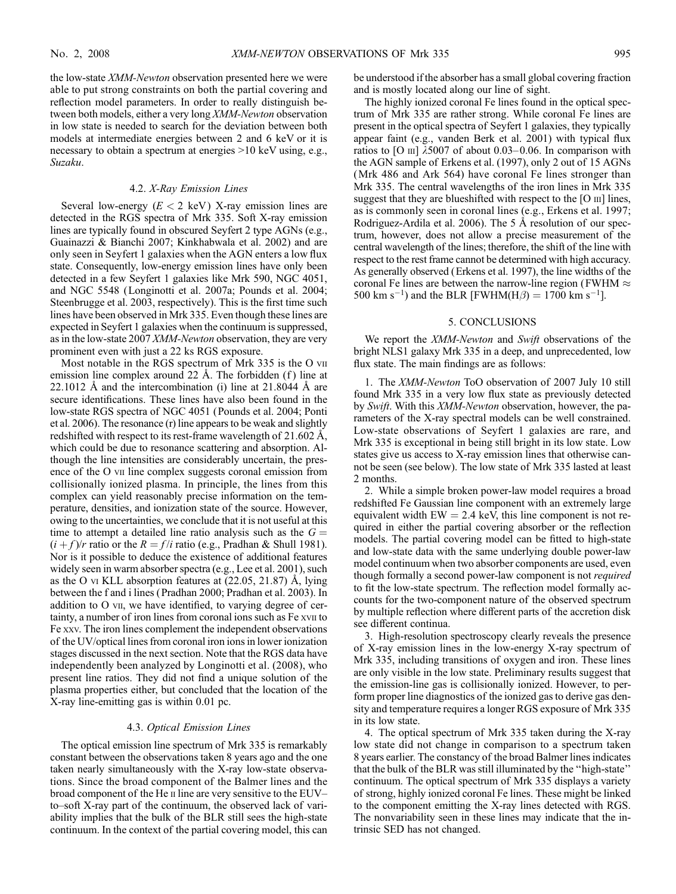the low-state *XMM-Newton* observation presented here we were able to put strong constraints on both the partial covering and reflection model parameters. In order to really distinguish between both models, either a very long *XMM-Newton* observation in low state is needed to search for the deviation between both models at intermediate energies between 2 and 6 keV or it is necessary to obtain a spectrum at energies >10 keV using, e.g., *Suzaku*.

### 4.2. *X-Ray Emission Lines*

Several low-energy ($E < 2$ keV) X-ray emission lines are detected in the RGS spectra of Mrk 335. Soft X-ray emission lines are typically found in obscured Seyfert 2 type AGNs (e.g., Guainazzi & Bianchi 2007; Kinkhabwala et al. 2002) and are only seen in Seyfert 1 galaxies when the AGN enters a low flux state. Consequently, low-energy emission lines have only been detected in a few Seyfert 1 galaxies like Mrk 590, NGC 4051, and NGC 5548 (Longinotti et al. 2007a; Pounds et al. 2004; Steenbrugge et al. 2003, respectively). This is the first time such lines have been observed in Mrk 335. Even though these lines are expected in Seyfert 1 galaxies when the continuum is suppressed, as in the low-state 2007 *XMM-Newton* observation, they are very prominent even with just a 22 ks RGS exposure.

Most notable in the RGS spectrum of Mrk 335 is the O VII emission line complex around 22 Å. The forbidden (f) line at 22.1012 Å and the intercombination (i) line at 21.8044 Å are secure identifications. These lines have also been found in the low-state RGS spectra of NGC 4051 (Pounds et al. 2004; Ponti et al. 2006). The resonance (r) line appears to be weak and slightly redshifted with respect to its rest-frame wavelength of 21.602 Å, which could be due to resonance scattering and absorption. Although the line intensities are considerably uncertain, the presence of the O VII line complex suggests coronal emission from collisionally ionized plasma. In principle, the lines from this complex can yield reasonably precise information on the temperature, densities, and ionization state of the source. However, owing to the uncertainties, we conclude that it is not useful at this time to attempt a detailed line ratio analysis such as the $G = (i + f)/r$ ratio or the $R = f/i$ ratio (e.g., Pradhan & Shull 1981). Nor is it possible to deduce the existence of additional features widely seen in warm absorber spectra (e.g., Lee et al. 2001), such as the O VI KLL absorption features at (22.05, 21.87) Å, lying between the f and i lines (Pradhan 2000; Pradhan et al. 2003). In addition to O VII, we have identified, to varying degree of certainty, a number of iron lines from coronal ions such as Fe XVII to Fe XXV. The iron lines complement the independent observations of the UV/optical lines from coronal iron ions in lower ionization stages discussed in the next section. Note that the RGS data have independently been analyzed by Longinotti et al. (2008), who present line ratios. They did not find a unique solution of the plasma properties either, but concluded that the location of the X-ray line-emitting gas is within 0.01 pc.

### 4.3. *Optical Emission Lines*

The optical emission line spectrum of Mrk 335 is remarkably constant between the observations taken 8 years ago and the one taken nearly simultaneously with the X-ray low-state observations. Since the broad component of the Balmer lines and the broad component of the He II line are very sensitive to the EUV–to–soft X-ray part of the continuum, the observed lack of variability implies that the bulk of the BLR still sees the high-state continuum. In the context of the partial covering model, this can be understood if the absorber has a small global covering fraction and is mostly located along our line of sight.

The highly ionized coronal Fe lines found in the optical spectrum of Mrk 335 are rather strong. While coronal Fe lines are present in the optical spectra of Seyfert 1 galaxies, they typically appear faint (e.g., vanden Berk et al. 2001) with typical flux ratios to [O III] $\lambda$5007 of about 0.03–0.06. In comparison with the AGN sample of Erkens et al. (1997), only 2 out of 15 AGNs (Mrk 486 and Ark 564) have coronal Fe lines stronger than Mrk 335. The central wavelengths of the iron lines in Mrk 335 suggest that they are blueshifted with respect to the [O III] lines, as is commonly seen in coronal lines (e.g., Erkens et al. 1997; Rodriguez-Ardila et al. 2006). The 5 Å resolution of our spectrum, however, does not allow a precise measurement of the central wavelength of the lines; therefore, the shift of the line with respect to the rest frame cannot be determined with high accuracy. As generally observed (Erkens et al. 1997), the line widths of the coronal Fe lines are between the narrow-line region (FWHM $\approx$ 500 km s$^{-1}$) and the BLR [FWHM(H$\beta$) = 1700 km s$^{-1}$].

## 5. CONCLUSIONS

We report the *XMM-Newton* and *Swift* observations of the bright NLS1 galaxy Mrk 335 in a deep, and unprecedented, low flux state. The main findings are as follows:

1. The *XMM-Newton* ToO observation of 2007 July 10 still found Mrk 335 in a very low flux state as previously detected by *Swift*. With this *XMM-Newton* observation, however, the parameters of the X-ray spectral models can be well constrained. Low-state observations of Seyfert 1 galaxies are rare, and Mrk 335 is exceptional in being still bright in its low state. Low states give us access to X-ray emission lines that otherwise cannot be seen (see below). The low state of Mrk 335 lasted at least 2 months.

2. While a simple broken power-law model requires a broad redshifted Fe Gaussian line component with an extremely large equivalent width EW = 2.4 keV, this line component is not required in either the partial covering absorber or the reflection models. The partial covering model can be fitted to high-state and low-state data with the same underlying double power-law model continuum when two absorber components are used, even though formally a second power-law component is not *required* to fit the low-state spectrum. The reflection model formally accounts for the two-component nature of the observed spectrum by multiple reflection where different parts of the accretion disk see different continua.

3. High-resolution spectroscopy clearly reveals the presence of X-ray emission lines in the low-energy X-ray spectrum of Mrk 335, including transitions of oxygen and iron. These lines are only visible in the low state. Preliminary results suggest that the emission-line gas is collisionally ionized. However, to perform proper line diagnostics of the ionized gas to derive gas density and temperature requires a longer RGS exposure of Mrk 335 in its low state.

4. The optical spectrum of Mrk 335 taken during the X-ray low state did not change in comparison to a spectrum taken 8 years earlier. The constancy of the broad Balmer lines indicates that the bulk of the BLR was still illuminated by the "high-state" continuum. The optical spectrum of Mrk 335 displays a variety of strong, highly ionized coronal Fe lines. These might be linked to the component emitting the X-ray lines detected with RGS. The nonvariability seen in these lines may indicate that the intrinsic SED has not changed.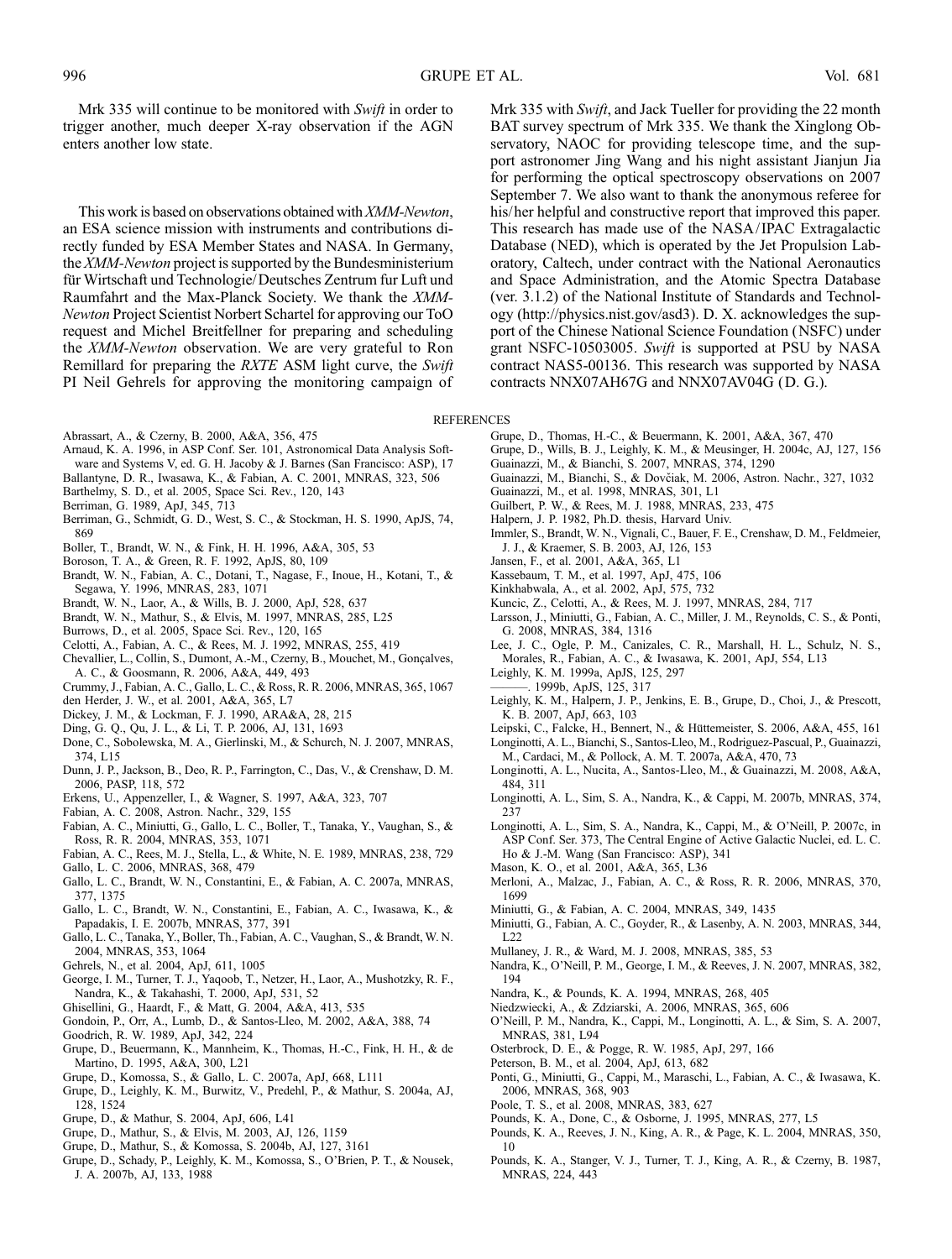Mrk 335 will continue to be monitored with *Swift* in order to trigger another, much deeper X-ray observation if the AGN enters another low state.

This work is based on observations obtained with *XMM-Newton*, an ESA science mission with instruments and contributions directly funded by ESA Member States and NASA. In Germany, the *XMM-Newton* project is supported by the Bundesministerium für Wirtschaft und Technologie/Deutsches Zentrum fur Luft und Raumfahrt and the Max-Planck Society. We thank the *XMM-Newton* Project Scientist Norbert Schartel for approving our ToO request and Michel Breitfellner for preparing and scheduling the *XMM-Newton* observation. We are very grateful to Ron Remillard for preparing the *RXTE* ASM light curve, the *Swift* PI Neil Gehrels for approving the monitoring campaign of Mrk 335 with *Swift*, and Jack Tueller for providing the 22 month BAT survey spectrum of Mrk 335. We thank the Xinglong Observatory, NAOC for providing telescope time, and the support astronomer Jing Wang and his night assistant Jianjun Jia for performing the optical spectroscopy observations on 2007 September 7. We also want to thank the anonymous referee for his/her helpful and constructive report that improved this paper. This research has made use of the NASA/IPAC Extragalactic Database (NED), which is operated by the Jet Propulsion Laboratory, Caltech, under contract with the National Aeronautics and Space Administration, and the Atomic Spectra Database (ver. 3.1.2) of the National Institute of Standards and Technology (http://physics.nist.gov/asd3). D. X. acknowledges the support of the Chinese National Science Foundation (NSFC) under grant NSFC-10503005. *Swift* is supported at PSU by NASA contract NAS5-00136. This research was supported by NASA contracts NNX07AH67G and NNX07AV04G (D. G.).

## REFERENCES

Abrassart, A., & Czerny, B. 2000, A&A, 356, 475
Arnaud, K. A. 1996, in ASP Conf. Ser. 101, Astronomical Data Analysis Software and Systems V, ed. G. H. Jacoby & J. Barnes (San Francisco: ASP), 17
Ballantyne, D. R., Iwasawa, K., & Fabian, A. C. 2001, MNRAS, 323, 506
Barthelmy, S. D., et al. 2005, Space Sci. Rev., 120, 143
Berriman, G. 1989, ApJ, 345, 713
Berriman, G., Schmidt, G. D., West, S. C., & Stockman, H. S. 1990, ApJS, 74, 869
Boller, T., Brandt, W. N., & Fink, H. H. 1996, A&A, 305, 53
Boroson, T. A., & Green, R. F. 1992, ApJS, 80, 109
Brandt, W. N., Fabian, A. C., Dotani, T., Nagase, F., Inoue, H., Kotani, T., & Segawa, Y. 1996, MNRAS, 283, 1071
Brandt, W. N., Laor, A., & Wills, B. J. 2000, ApJ, 528, 637
Brandt, W. N., Mathur, S., & Elvis, M. 1997, MNRAS, 285, L25
Burrows, D., et al. 2005, Space Sci. Rev., 120, 165
Celotti, A., Fabian, A. C., & Rees, M. J. 1992, MNRAS, 255, 419
Chevallier, L., Collin, S., Dumont, A.-M., Czerny, B., Mouchet, M., Gonçalves, A. C., & Goosmann, R. 2006, A&A, 449, 493
Crummy, J., Fabian, A. C., Gallo, L. C., & Ross, R. R. 2006, MNRAS, 365, 1067
den Herder, J. W., et al. 2001, A&A, 365, L7
Dickey, J. M., & Lockman, F. J. 1990, ARA&A, 28, 215
Ding, G. Q., Qu, J. L., & Li, T. P. 2006, AJ, 131, 1693
Done, C., Sobolewska, M. A., Gierlinski, M., & Schurch, N. J. 2007, MNRAS, 374, L15
Dunn, J. P., Jackson, B., Deo, R. P., Farrington, C., Das, V., & Crenshaw, D. M. 2006, PASP, 118, 572
Erkens, U., Appenzeller, I., & Wagner, S. 1997, A&A, 323, 707
Fabian, A. C. 2008, Astron. Nachr., 329, 155
Fabian, A. C., Miniutti, G., Gallo, L. C., Boller, T., Tanaka, Y., Vaughan, S., & Ross, R. R. 2004, MNRAS, 353, 1071
Fabian, A. C., Rees, M. J., Stella, L., & White, N. E. 1989, MNRAS, 238, 729
Gallo, L. C. 2006, MNRAS, 368, 479
Gallo, L. C., Brandt, W. N., Constantini, E., & Fabian, A. C. 2007a, MNRAS, 377, 1375
Gallo, L. C., Brandt, W. N., Constantini, E., Fabian, A. C., Iwasawa, K., & Papadakis, I. E. 2007b, MNRAS, 377, 391
Gallo, L. C., Tanaka, Y., Boller, Th., Fabian, A. C., Vaughan, S., & Brandt, W. N. 2004, MNRAS, 353, 1064
Gehrels, N., et al. 2004, ApJ, 611, 1005
George, I. M., Turner, T. J., Yaqoob, T., Netzer, H., Laor, A., Mushotzky, R. F., Nandra, K., & Takahashi, T. 2000, ApJ, 531, 52
Ghisellini, G., Haardt, F., & Matt, G. 2004, A&A, 413, 535
Gondoin, P., Orr, A., Lumb, D., & Santos-Lleo, M. 2002, A&A, 388, 74
Goodrich, R. W. 1989, ApJ, 342, 224
Grupe, D., Beuermann, K., Mannheim, K., Thomas, H.-C., Fink, H. H., & de Martino, D. 1995, A&A, 300, L21
Grupe, D., Komossa, S., & Gallo, L. C. 2007a, ApJ, 668, L111
Grupe, D., Leighly, K. M., Burwitz, V., Predehl, P., & Mathur, S. 2004a, AJ, 128, 1524
Grupe, D., & Mathur, S. 2004, ApJ, 606, L41
Grupe, D., Mathur, S., & Elvis, M. 2003, AJ, 126, 1159
Grupe, D., Mathur, S., & Komossa, S. 2004b, AJ, 127, 3161
Grupe, D., Schady, P., Leighly, K. M., Komossa, S., O'Brien, P. T., & Nousek, J. A. 2007b, AJ, 133, 1988
Grupe, D., Thomas, H.-C., & Beuermann, K. 2001, A&A, 367, 470
Grupe, D., Wills, B. J., Leighly, K. M., & Meusinger, H. 2004c, AJ, 127, 156
Guainazzi, M., & Bianchi, S. 2007, MNRAS, 374, 1290
Guainazzi, M., Bianchi, S., & Dovčiak, M. 2006, Astron. Nachr., 327, 1032
Guainazzi, M., et al. 1998, MNRAS, 301, L1
Guilbert, P. W., & Rees, M. J. 1988, MNRAS, 233, 475
Halpern, J. P. 1982, Ph.D. thesis, Harvard Univ.
Immler, S., Brandt, W. N., Vignali, C., Bauer, F. E., Crenshaw, D. M., Feldmeier, J. J., & Kraemer, S. B. 2003, AJ, 126, 153
Jansen, F., et al. 2001, A&A, 365, L1
Kassebaum, T. M., et al. 1997, ApJ, 475, 106
Kinkhabwala, A., et al. 2002, ApJ, 575, 732
Kuncic, Z., Celotti, A., & Rees, M. J. 1997, MNRAS, 284, 717
Larsson, J., Miniutti, G., Fabian, A. C., Miller, J. M., Reynolds, C. S., & Ponti, G. 2008, MNRAS, 384, 1316
Lee, J. C., Ogle, P. M., Canizales, C. R., Marshall, H. L., Schulz, N. S., Morales, R., Fabian, A. C., & Iwasawa, K. 2001, ApJ, 554, L13
Leighly, K. M. 1999a, ApJS, 125, 297
———. 1999b, ApJS, 125, 317
Leighly, K. M., Halpern, J. P., Jenkins, E. B., Grupe, D., Choi, J., & Prescott, K. B. 2007, ApJ, 663, 103
Leipski, C., Falcke, H., Bennert, N., & Hüttemeister, S. 2006, A&A, 455, 161
Longinotti, A. L., Bianchi, S., Santos-Lleo, M., Rodriguez-Pascual, P., Guainazzi, M., Cardaci, M., & Pollock, A. M. T. 2007a, A&A, 470, 73
Longinotti, A. L., Nucita, A., Santos-Lleo, M., & Guainazzi, M. 2008, A&A, 484, 311
Longinotti, A. L., Sim, S. A., Nandra, K., & Cappi, M. 2007b, MNRAS, 374, 237
Longinotti, A. L., Sim, S. A., Nandra, K., Cappi, M., & O'Neill, P. 2007c, in ASP Conf. Ser. 373, The Central Engine of Active Galactic Nuclei, ed. L. C. Ho & J.-M. Wang (San Francisco: ASP), 341
Mason, K. O., et al. 2001, A&A, 365, L36
Merloni, A., Malzac, J., Fabian, A. C., & Ross, R. R. 2006, MNRAS, 370, 1699
Miniutti, G., & Fabian, A. C. 2004, MNRAS, 349, 1435
Miniutti, G., Fabian, A. C., Goyder, R., & Lasenby, A. N. 2003, MNRAS, 344, L22
Mullaney, J. R., & Ward, M. J. 2008, MNRAS, 385, 53
Nandra, K., O'Neill, P. M., George, I. M., & Reeves, J. N. 2007, MNRAS, 382, 194
Nandra, K., & Pounds, K. A. 1994, MNRAS, 268, 405
Niedzwiecki, A., & Zdziarski, A. 2006, MNRAS, 365, 606
O'Neill, P. M., Nandra, K., Cappi, M., Longinotti, A. L., & Sim, S. A. 2007, MNRAS, 381, L94
Osterbrock, D. E., & Pogge, R. W. 1985, ApJ, 297, 166
Peterson, B. M., et al. 2004, ApJ, 613, 682
Ponti, G., Miniutti, G., Cappi, M., Maraschi, L., Fabian, A. C., & Iwasawa, K. 2006, MNRAS, 368, 903
Poole, T. S., et al. 2008, MNRAS, 383, 627
Pounds, K. A., Done, C., & Osborne, J. 1995, MNRAS, 277, L5
Pounds, K. A., Reeves, J. N., King, A. R., & Page, K. L. 2004, MNRAS, 350, 10
Pounds, K. A., Stanger, V. J., Turner, T. J., King, A. R., & Czerny, B. 1987, MNRAS, 224, 443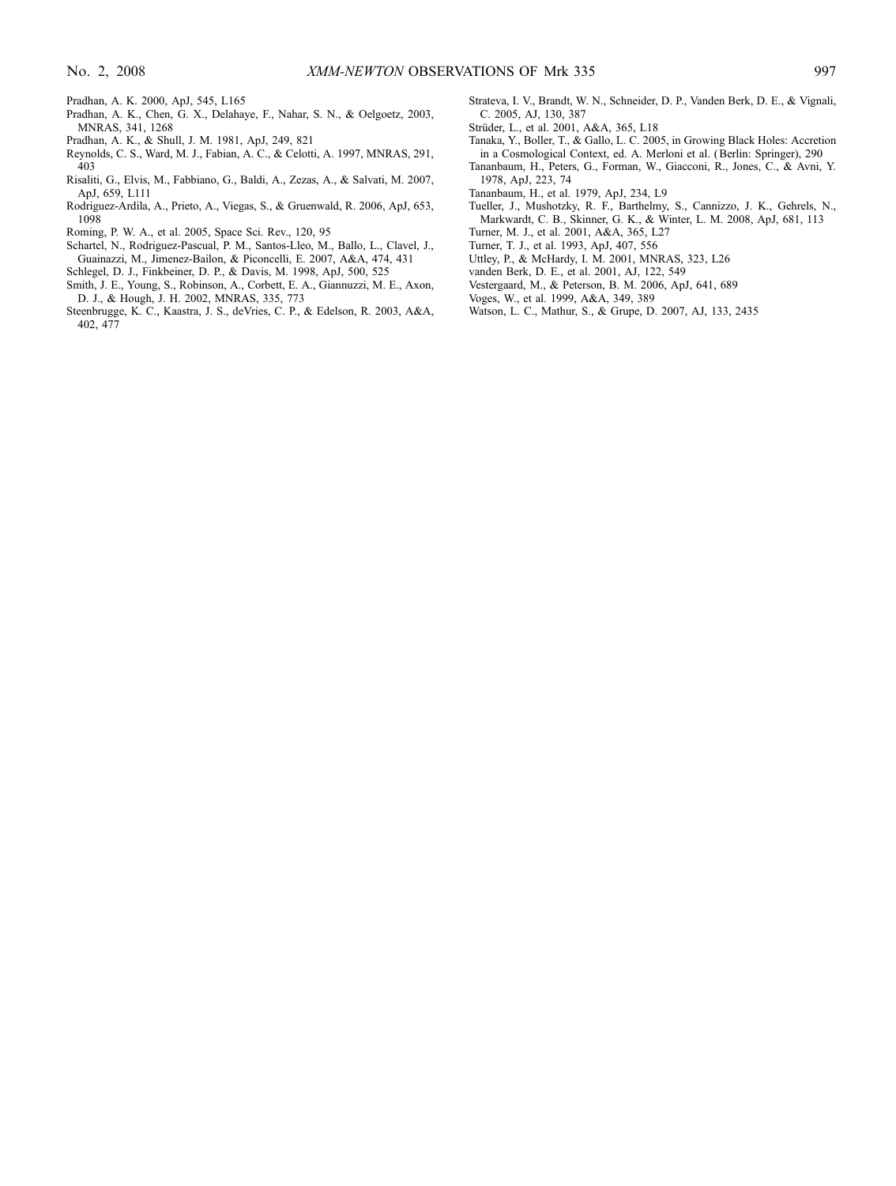Pradhan, A. K. 2000, ApJ, 545, L165

Pradhan, A. K., Chen, G. X., Delahaye, F., Nahar, S. N., & Oelgoetz, 2003, MNRAS, 341, 1268

Pradhan, A. K., & Shull, J. M. 1981, ApJ, 249, 821

Reynolds, C. S., Ward, M. J., Fabian, A. C., & Celotti, A. 1997, MNRAS, 291, 403

Risaliti, G., Elvis, M., Fabbiano, G., Baldi, A., Zezas, A., & Salvati, M. 2007, ApJ, 659, L111

Rodriguez-Ardila, A., Prieto, A., Viegas, S., & Gruenwald, R. 2006, ApJ, 653, 1098

Roming, P. W. A., et al. 2005, Space Sci. Rev., 120, 95

Schartel, N., Rodriguez-Pascual, P. M., Santos-Lleo, M., Ballo, L., Clavel, J., Guainazzi, M., Jimenez-Bailon, & Piconcelli, E. 2007, A&A, 474, 431

Schlegel, D. J., Finkbeiner, D. P., & Davis, M. 1998, ApJ, 500, 525

Smith, J. E., Young, S., Robinson, A., Corbett, E. A., Giannuzzi, M. E., Axon, D. J., & Hough, J. H. 2002, MNRAS, 335, 773

Steenbrugge, K. C., Kaastra, J. S., deVries, C. P., & Edelson, R. 2003, A&A, 402, 477

Strateva, I. V., Brandt, W. N., Schneider, D. P., Vanden Berk, D. E., & Vignali, C. 2005, AJ, 130, 387

Strüder, L., et al. 2001, A&A, 365, L18

Tanaka, Y., Boller, T., & Gallo, L. C. 2005, in Growing Black Holes: Accretion in a Cosmological Context, ed. A. Merloni et al. (Berlin: Springer), 290

Tananbaum, H., Peters, G., Forman, W., Giacconi, R., Jones, C., & Avni, Y. 1978, ApJ, 223, 74

Tananbaum, H., et al. 1979, ApJ, 234, L9

Tueller, J., Mushotzky, R. F., Barthelmy, S., Cannizzo, J. K., Gehrels, N., Markwardt, C. B., Skinner, G. K., & Winter, L. M. 2008, ApJ, 681, 113

Turner, M. J., et al. 2001, A&A, 365, L27

Turner, T. J., et al. 1993, ApJ, 407, 556

Uttley, P., & McHardy, I. M. 2001, MNRAS, 323, L26

vanden Berk, D. E., et al. 2001, AJ, 122, 549

Vestergaard, M., & Peterson, B. M. 2006, ApJ, 641, 689

Voges, W., et al. 1999, A&A, 349, 389

Watson, L. C., Mathur, S., & Grupe, D. 2007, AJ, 133, 2435